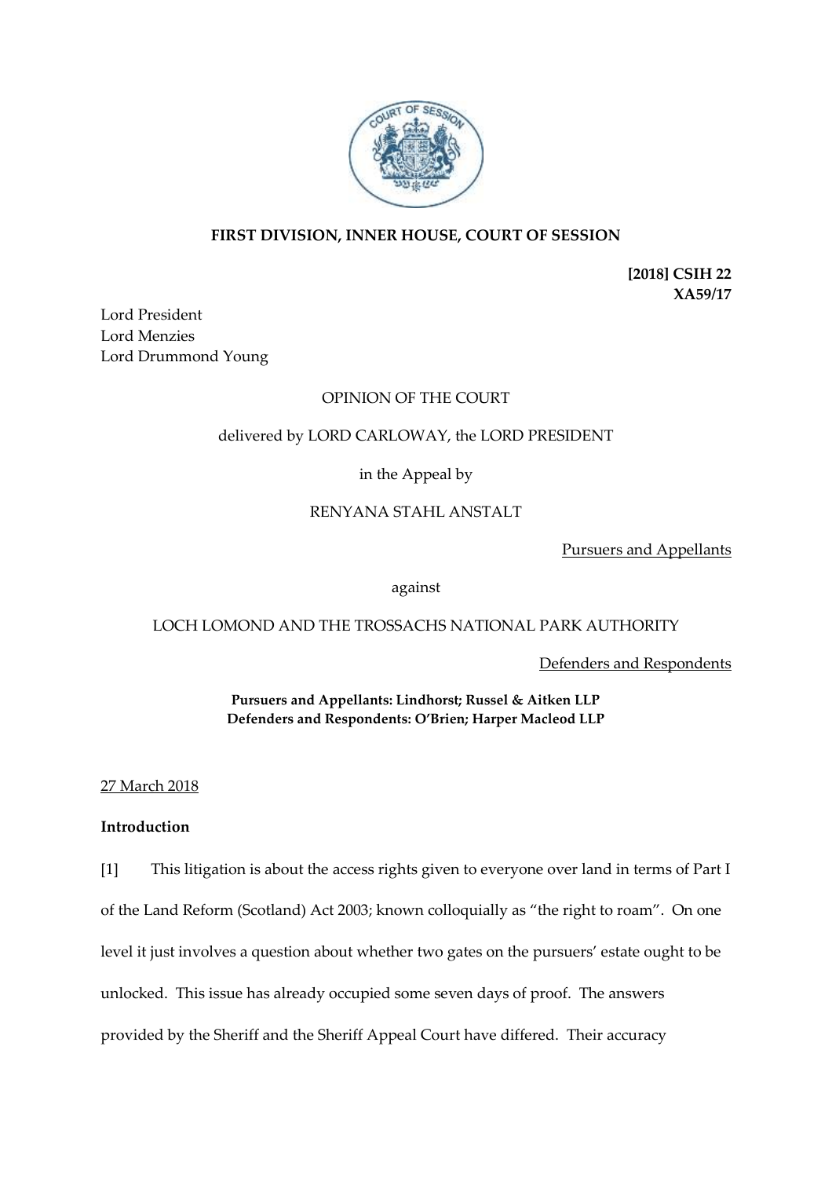**FIRST DIVISION, INNER HOUSE, COURT OF SESSION**

**[2018] CSIH 22**
**XA59/17**

Lord President
Lord Menzies
Lord Drummond Young

OPINION OF THE COURT

delivered by LORD CARLOWAY, the LORD PRESIDENT

in the Appeal by

RENYANA STAHL ANSTALT

Pursuers and Appellants

against

LOCH LOMOND AND THE TROSSACHS NATIONAL PARK AUTHORITY

Defenders and Respondents

**Pursuers and Appellants: Lindhorst; Russel & Aitken LLP**
**Defenders and Respondents: O'Brien; Harper Macleod LLP**

27 March 2018

**Introduction**

[1] This litigation is about the access rights given to everyone over land in terms of Part I of the Land Reform (Scotland) Act 2003; known colloquially as "the right to roam". On one level it just involves a question about whether two gates on the pursuers' estate ought to be unlocked. This issue has already occupied some seven days of proof. The answers provided by the Sheriff and the Sheriff Appeal Court have differed. Their accuracy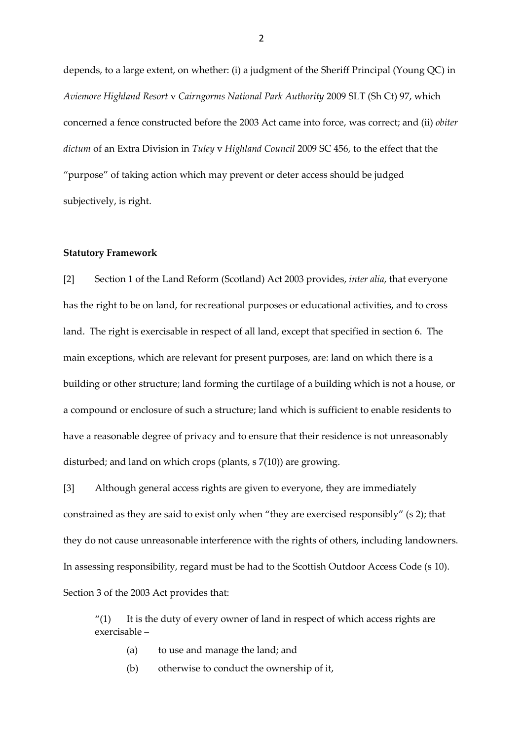depends, to a large extent, on whether: (i) a judgment of the Sheriff Principal (Young QC) in *Aviemore Highland Resort* v *Cairngorms National Park Authority* 2009 SLT (Sh Ct) 97, which concerned a fence constructed before the 2003 Act came into force, was correct; and (ii) *obiter dictum* of an Extra Division in *Tuley* v *Highland Council* 2009 SC 456, to the effect that the "purpose" of taking action which may prevent or deter access should be judged subjectively, is right.

**Statutory Framework**

[2] Section 1 of the Land Reform (Scotland) Act 2003 provides, *inter alia*, that everyone has the right to be on land, for recreational purposes or educational activities, and to cross land. The right is exercisable in respect of all land, except that specified in section 6. The main exceptions, which are relevant for present purposes, are: land on which there is a building or other structure; land forming the curtilage of a building which is not a house, or a compound or enclosure of such a structure; land which is sufficient to enable residents to have a reasonable degree of privacy and to ensure that their residence is not unreasonably disturbed; and land on which crops (plants, s 7(10)) are growing.

[3] Although general access rights are given to everyone, they are immediately constrained as they are said to exist only when "they are exercised responsibly" (s 2); that they do not cause unreasonable interference with the rights of others, including landowners. In assessing responsibility, regard must be had to the Scottish Outdoor Access Code (s 10). Section 3 of the 2003 Act provides that:

> "(1) It is the duty of every owner of land in respect of which access rights are exercisable –
>
> (a) to use and manage the land; and
>
> (b) otherwise to conduct the ownership of it,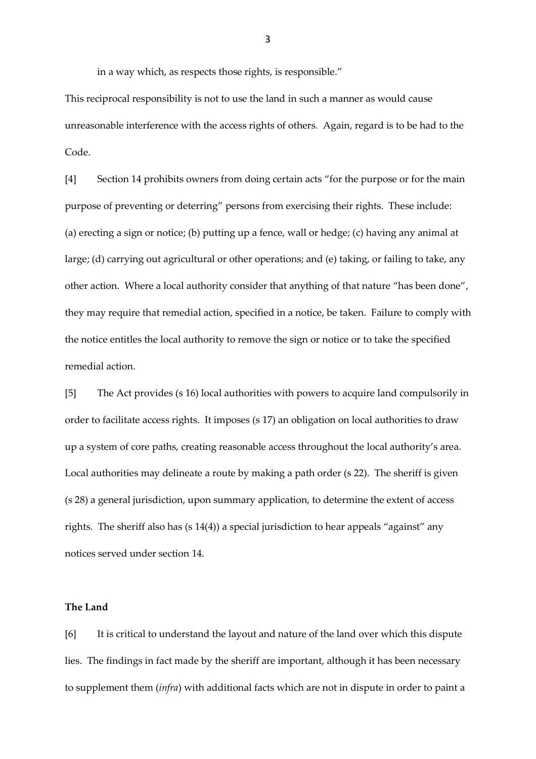in a way which, as respects those rights, is responsible."

This reciprocal responsibility is not to use the land in such a manner as would cause unreasonable interference with the access rights of others. Again, regard is to be had to the Code.

[4] Section 14 prohibits owners from doing certain acts "for the purpose or for the main purpose of preventing or deterring" persons from exercising their rights. These include: (a) erecting a sign or notice; (b) putting up a fence, wall or hedge; (c) having any animal at large; (d) carrying out agricultural or other operations; and (e) taking, or failing to take, any other action. Where a local authority consider that anything of that nature "has been done", they may require that remedial action, specified in a notice, be taken. Failure to comply with the notice entitles the local authority to remove the sign or notice or to take the specified remedial action.

[5] The Act provides (s 16) local authorities with powers to acquire land compulsorily in order to facilitate access rights. It imposes (s 17) an obligation on local authorities to draw up a system of core paths, creating reasonable access throughout the local authority's area. Local authorities may delineate a route by making a path order (s 22). The sheriff is given (s 28) a general jurisdiction, upon summary application, to determine the extent of access rights. The sheriff also has (s 14(4)) a special jurisdiction to hear appeals "against" any notices served under section 14.

**The Land**

[6] It is critical to understand the layout and nature of the land over which this dispute lies. The findings in fact made by the sheriff are important, although it has been necessary to supplement them (*infra*) with additional facts which are not in dispute in order to paint a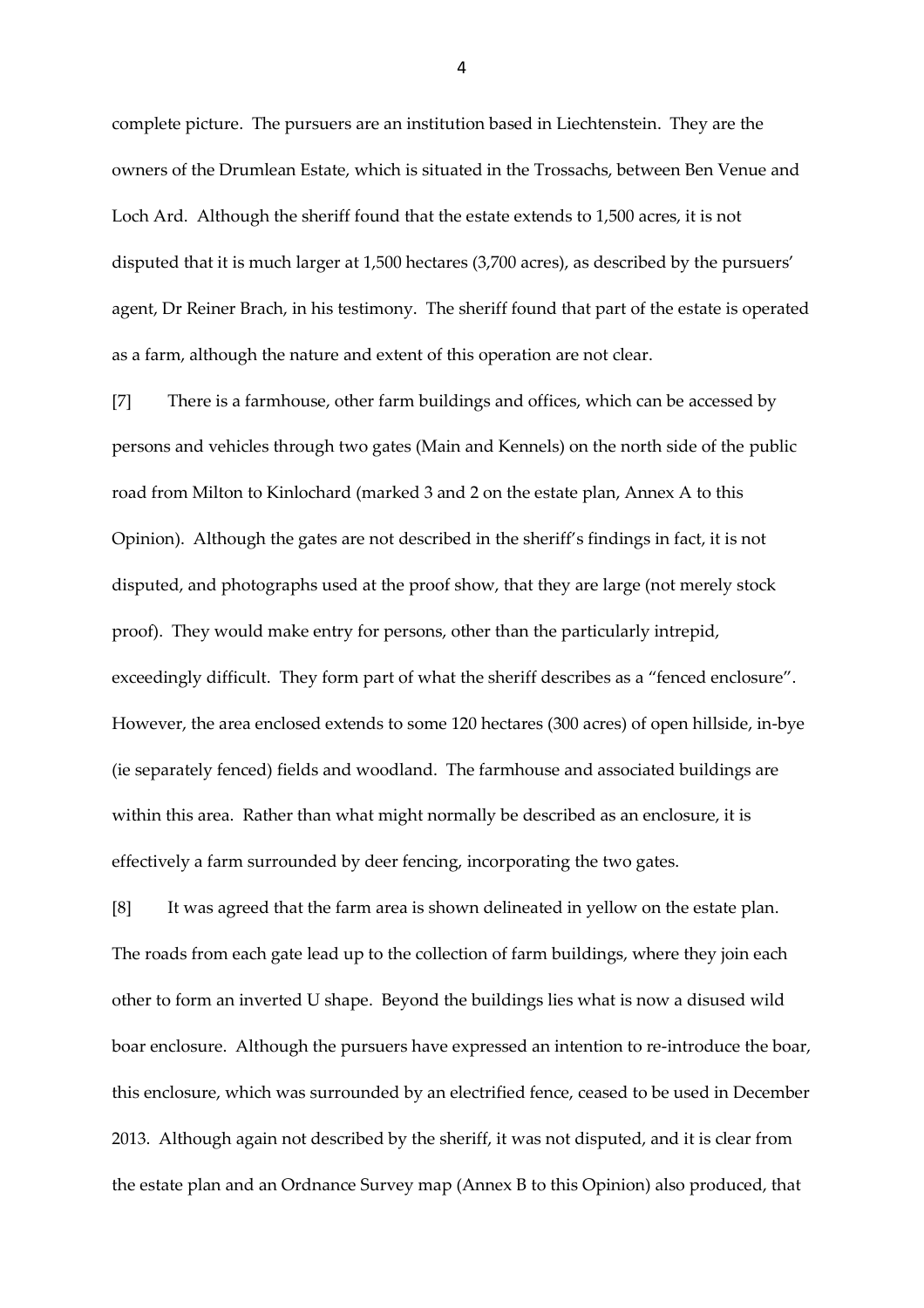complete picture. The pursuers are an institution based in Liechtenstein. They are the owners of the Drumlean Estate, which is situated in the Trossachs, between Ben Venue and Loch Ard. Although the sheriff found that the estate extends to 1,500 acres, it is not disputed that it is much larger at 1,500 hectares (3,700 acres), as described by the pursuers' agent, Dr Reiner Brach, in his testimony. The sheriff found that part of the estate is operated as a farm, although the nature and extent of this operation are not clear.

[7] There is a farmhouse, other farm buildings and offices, which can be accessed by persons and vehicles through two gates (Main and Kennels) on the north side of the public road from Milton to Kinlochard (marked 3 and 2 on the estate plan, Annex A to this Opinion). Although the gates are not described in the sheriff's findings in fact, it is not disputed, and photographs used at the proof show, that they are large (not merely stock proof). They would make entry for persons, other than the particularly intrepid, exceedingly difficult. They form part of what the sheriff describes as a "fenced enclosure". However, the area enclosed extends to some 120 hectares (300 acres) of open hillside, in-bye (ie separately fenced) fields and woodland. The farmhouse and associated buildings are within this area. Rather than what might normally be described as an enclosure, it is effectively a farm surrounded by deer fencing, incorporating the two gates.

[8] It was agreed that the farm area is shown delineated in yellow on the estate plan. The roads from each gate lead up to the collection of farm buildings, where they join each other to form an inverted U shape. Beyond the buildings lies what is now a disused wild boar enclosure. Although the pursuers have expressed an intention to re-introduce the boar, this enclosure, which was surrounded by an electrified fence, ceased to be used in December 2013. Although again not described by the sheriff, it was not disputed, and it is clear from the estate plan and an Ordnance Survey map (Annex B to this Opinion) also produced, that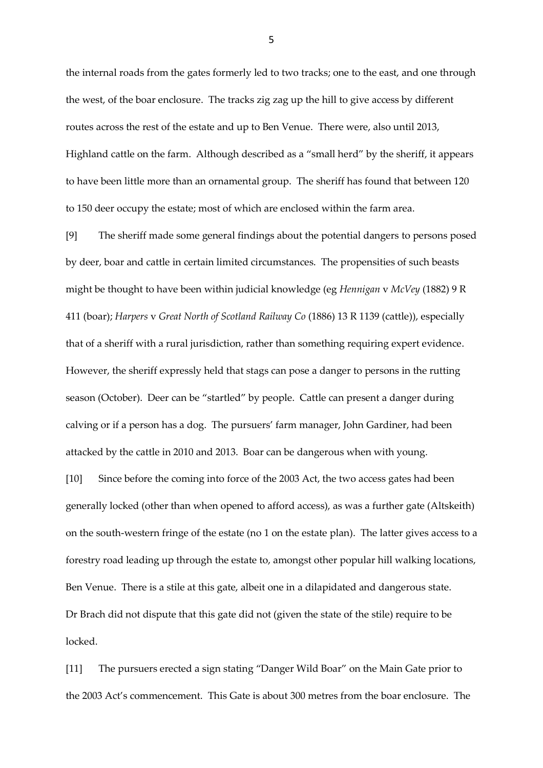the internal roads from the gates formerly led to two tracks; one to the east, and one through the west, of the boar enclosure. The tracks zig zag up the hill to give access by different routes across the rest of the estate and up to Ben Venue. There were, also until 2013, Highland cattle on the farm. Although described as a "small herd" by the sheriff, it appears to have been little more than an ornamental group. The sheriff has found that between 120 to 150 deer occupy the estate; most of which are enclosed within the farm area.

[9] The sheriff made some general findings about the potential dangers to persons posed by deer, boar and cattle in certain limited circumstances. The propensities of such beasts might be thought to have been within judicial knowledge (eg *Hennigan* v *McVey* (1882) 9 R 411 (boar); *Harpers* v *Great North of Scotland Railway Co* (1886) 13 R 1139 (cattle)), especially that of a sheriff with a rural jurisdiction, rather than something requiring expert evidence. However, the sheriff expressly held that stags can pose a danger to persons in the rutting season (October). Deer can be "startled" by people. Cattle can present a danger during calving or if a person has a dog. The pursuers' farm manager, John Gardiner, had been attacked by the cattle in 2010 and 2013. Boar can be dangerous when with young.

[10] Since before the coming into force of the 2003 Act, the two access gates had been generally locked (other than when opened to afford access), as was a further gate (Altskeith) on the south-western fringe of the estate (no 1 on the estate plan). The latter gives access to a forestry road leading up through the estate to, amongst other popular hill walking locations, Ben Venue. There is a stile at this gate, albeit one in a dilapidated and dangerous state. Dr Brach did not dispute that this gate did not (given the state of the stile) require to be locked.

[11] The pursuers erected a sign stating "Danger Wild Boar" on the Main Gate prior to the 2003 Act's commencement. This Gate is about 300 metres from the boar enclosure. The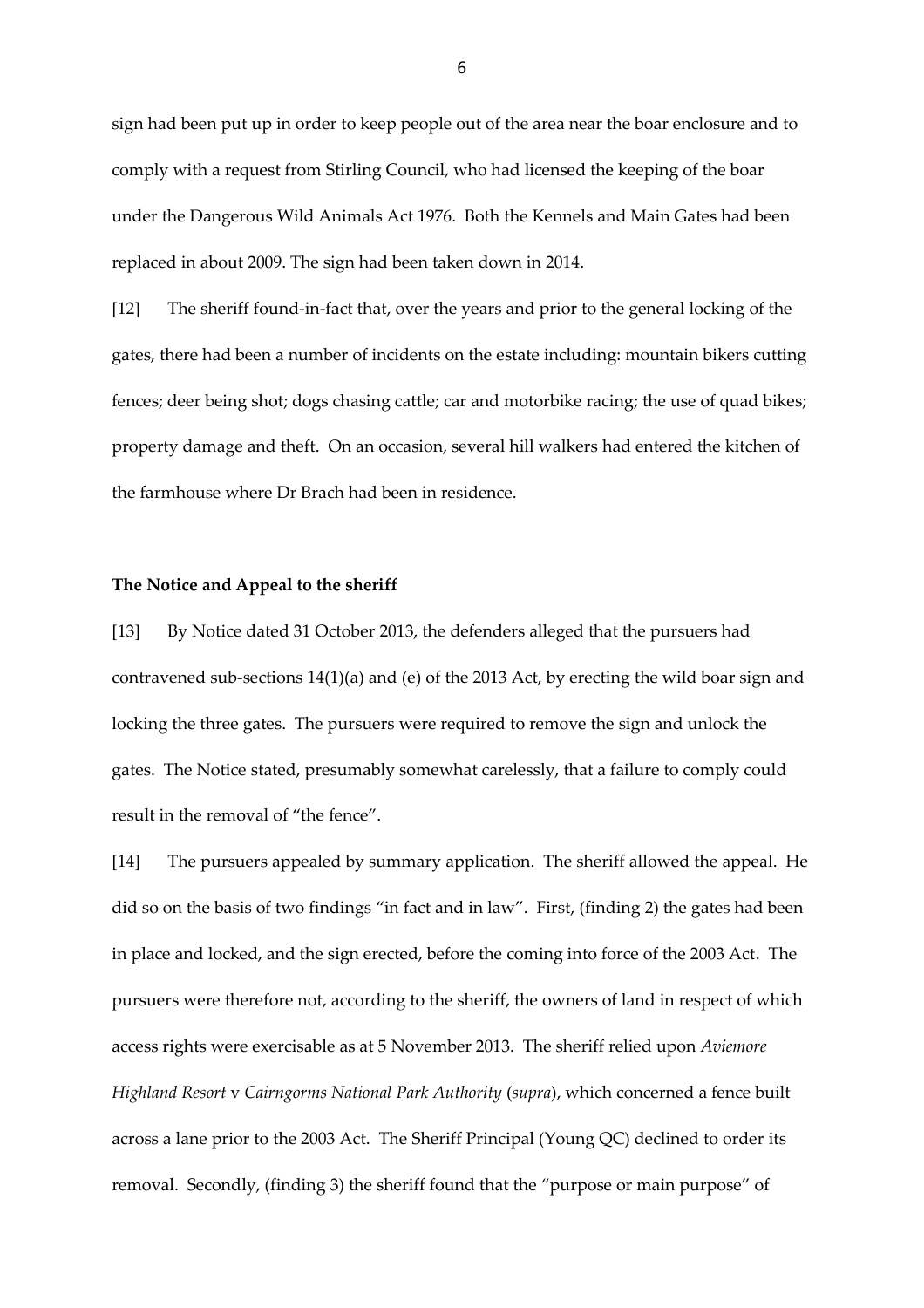sign had been put up in order to keep people out of the area near the boar enclosure and to comply with a request from Stirling Council, who had licensed the keeping of the boar under the Dangerous Wild Animals Act 1976. Both the Kennels and Main Gates had been replaced in about 2009. The sign had been taken down in 2014.

[12] The sheriff found-in-fact that, over the years and prior to the general locking of the gates, there had been a number of incidents on the estate including: mountain bikers cutting fences; deer being shot; dogs chasing cattle; car and motorbike racing; the use of quad bikes; property damage and theft. On an occasion, several hill walkers had entered the kitchen of the farmhouse where Dr Brach had been in residence.

### The Notice and Appeal to the sheriff

[13] By Notice dated 31 October 2013, the defenders alleged that the pursuers had contravened sub-sections 14(1)(a) and (e) of the 2013 Act, by erecting the wild boar sign and locking the three gates. The pursuers were required to remove the sign and unlock the gates. The Notice stated, presumably somewhat carelessly, that a failure to comply could result in the removal of "the fence".

[14] The pursuers appealed by summary application. The sheriff allowed the appeal. He did so on the basis of two findings "in fact and in law". First, (finding 2) the gates had been in place and locked, and the sign erected, before the coming into force of the 2003 Act. The pursuers were therefore not, according to the sheriff, the owners of land in respect of which access rights were exercisable as at 5 November 2013. The sheriff relied upon *Aviemore Highland Resort* v *Cairngorms National Park Authority* (*supra*), which concerned a fence built across a lane prior to the 2003 Act. The Sheriff Principal (Young QC) declined to order its removal. Secondly, (finding 3) the sheriff found that the "purpose or main purpose" of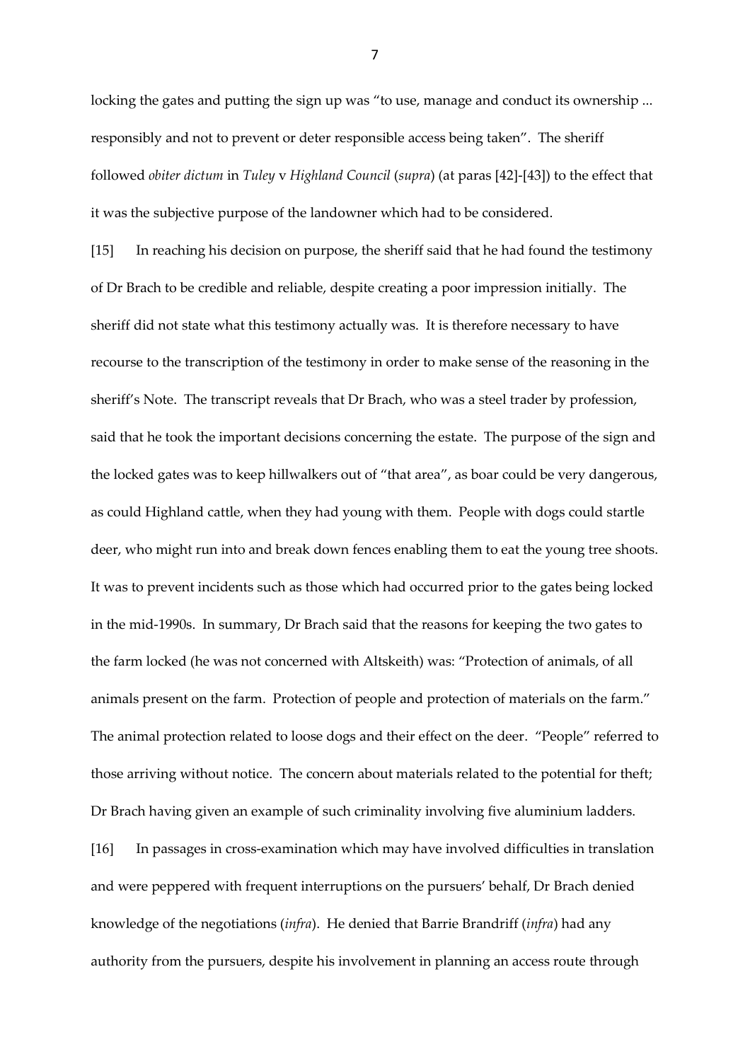locking the gates and putting the sign up was "to use, manage and conduct its ownership ... responsibly and not to prevent or deter responsible access being taken". The sheriff followed *obiter dictum* in *Tuley* v *Highland Council* (*supra*) (at paras [42]-[43]) to the effect that it was the subjective purpose of the landowner which had to be considered.

[15] In reaching his decision on purpose, the sheriff said that he had found the testimony of Dr Brach to be credible and reliable, despite creating a poor impression initially. The sheriff did not state what this testimony actually was. It is therefore necessary to have recourse to the transcription of the testimony in order to make sense of the reasoning in the sheriff's Note. The transcript reveals that Dr Brach, who was a steel trader by profession, said that he took the important decisions concerning the estate. The purpose of the sign and the locked gates was to keep hillwalkers out of "that area", as boar could be very dangerous, as could Highland cattle, when they had young with them. People with dogs could startle deer, who might run into and break down fences enabling them to eat the young tree shoots. It was to prevent incidents such as those which had occurred prior to the gates being locked in the mid-1990s. In summary, Dr Brach said that the reasons for keeping the two gates to the farm locked (he was not concerned with Altskeith) was: "Protection of animals, of all animals present on the farm. Protection of people and protection of materials on the farm." The animal protection related to loose dogs and their effect on the deer. "People" referred to those arriving without notice. The concern about materials related to the potential for theft; Dr Brach having given an example of such criminality involving five aluminium ladders.

[16] In passages in cross-examination which may have involved difficulties in translation and were peppered with frequent interruptions on the pursuers' behalf, Dr Brach denied knowledge of the negotiations (*infra*). He denied that Barrie Brandriff (*infra*) had any authority from the pursuers, despite his involvement in planning an access route through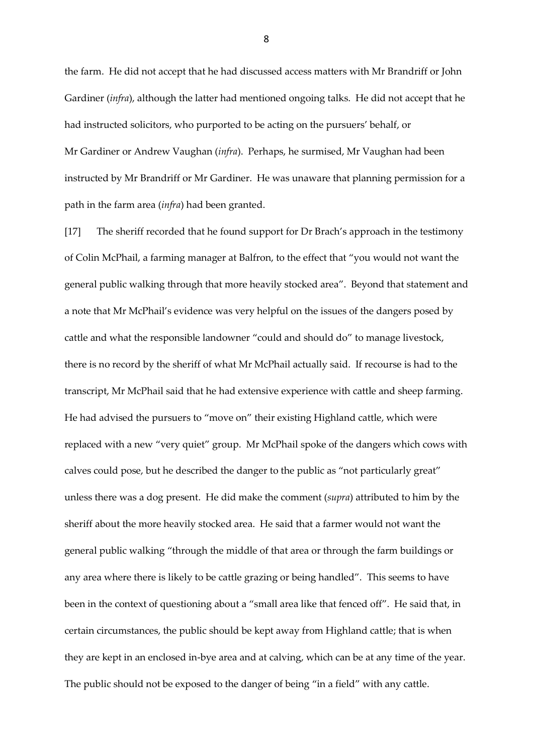the farm. He did not accept that he had discussed access matters with Mr Brandriff or John Gardiner (*infra*), although the latter had mentioned ongoing talks. He did not accept that he had instructed solicitors, who purported to be acting on the pursuers' behalf, or Mr Gardiner or Andrew Vaughan (*infra*). Perhaps, he surmised, Mr Vaughan had been instructed by Mr Brandriff or Mr Gardiner. He was unaware that planning permission for a path in the farm area (*infra*) had been granted.

[17] The sheriff recorded that he found support for Dr Brach's approach in the testimony of Colin McPhail, a farming manager at Balfron, to the effect that "you would not want the general public walking through that more heavily stocked area". Beyond that statement and a note that Mr McPhail's evidence was very helpful on the issues of the dangers posed by cattle and what the responsible landowner "could and should do" to manage livestock, there is no record by the sheriff of what Mr McPhail actually said. If recourse is had to the transcript, Mr McPhail said that he had extensive experience with cattle and sheep farming. He had advised the pursuers to "move on" their existing Highland cattle, which were replaced with a new "very quiet" group. Mr McPhail spoke of the dangers which cows with calves could pose, but he described the danger to the public as "not particularly great" unless there was a dog present. He did make the comment (*supra*) attributed to him by the sheriff about the more heavily stocked area. He said that a farmer would not want the general public walking "through the middle of that area or through the farm buildings or any area where there is likely to be cattle grazing or being handled". This seems to have been in the context of questioning about a "small area like that fenced off". He said that, in certain circumstances, the public should be kept away from Highland cattle; that is when they are kept in an enclosed in-bye area and at calving, which can be at any time of the year. The public should not be exposed to the danger of being "in a field" with any cattle.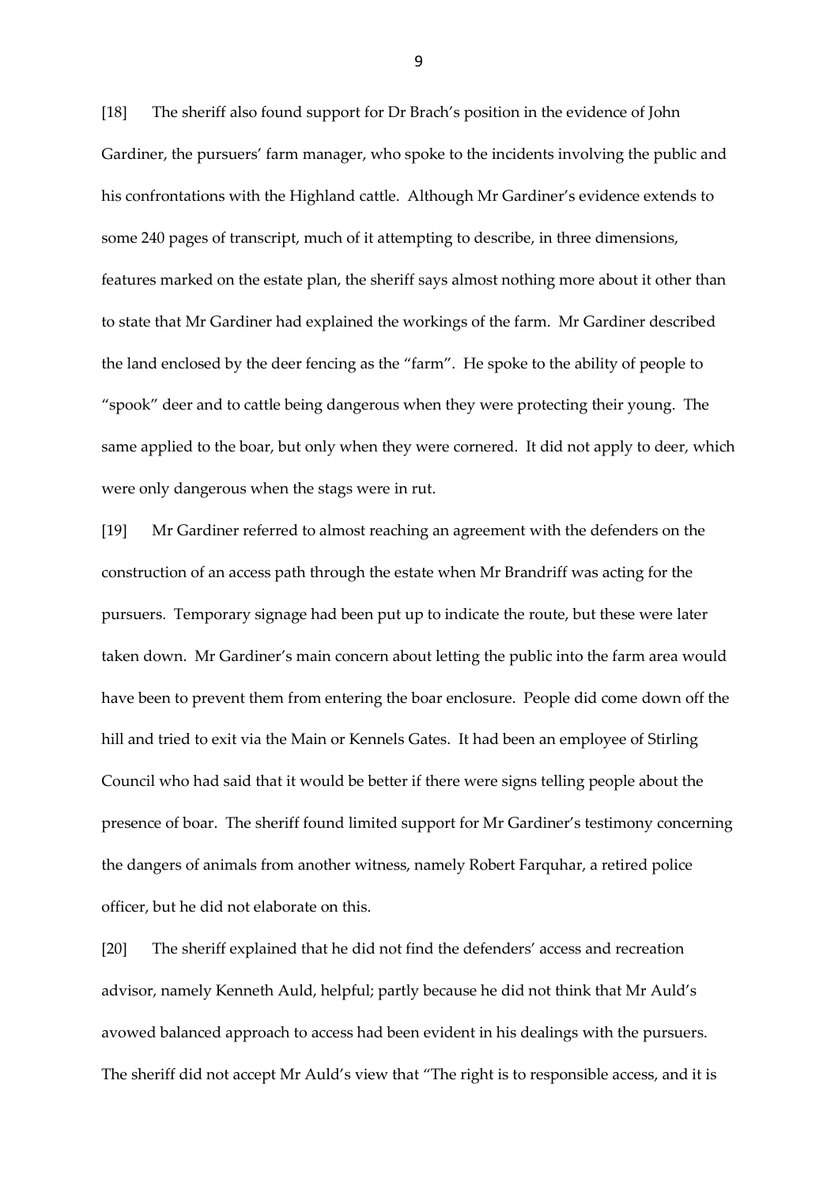[18] The sheriff also found support for Dr Brach's position in the evidence of John Gardiner, the pursuers' farm manager, who spoke to the incidents involving the public and his confrontations with the Highland cattle. Although Mr Gardiner's evidence extends to some 240 pages of transcript, much of it attempting to describe, in three dimensions, features marked on the estate plan, the sheriff says almost nothing more about it other than to state that Mr Gardiner had explained the workings of the farm. Mr Gardiner described the land enclosed by the deer fencing as the "farm". He spoke to the ability of people to "spook" deer and to cattle being dangerous when they were protecting their young. The same applied to the boar, but only when they were cornered. It did not apply to deer, which were only dangerous when the stags were in rut.

[19] Mr Gardiner referred to almost reaching an agreement with the defenders on the construction of an access path through the estate when Mr Brandriff was acting for the pursuers. Temporary signage had been put up to indicate the route, but these were later taken down. Mr Gardiner's main concern about letting the public into the farm area would have been to prevent them from entering the boar enclosure. People did come down off the hill and tried to exit via the Main or Kennels Gates. It had been an employee of Stirling Council who had said that it would be better if there were signs telling people about the presence of boar. The sheriff found limited support for Mr Gardiner's testimony concerning the dangers of animals from another witness, namely Robert Farquhar, a retired police officer, but he did not elaborate on this.

[20] The sheriff explained that he did not find the defenders' access and recreation advisor, namely Kenneth Auld, helpful; partly because he did not think that Mr Auld's avowed balanced approach to access had been evident in his dealings with the pursuers. The sheriff did not accept Mr Auld's view that "The right is to responsible access, and it is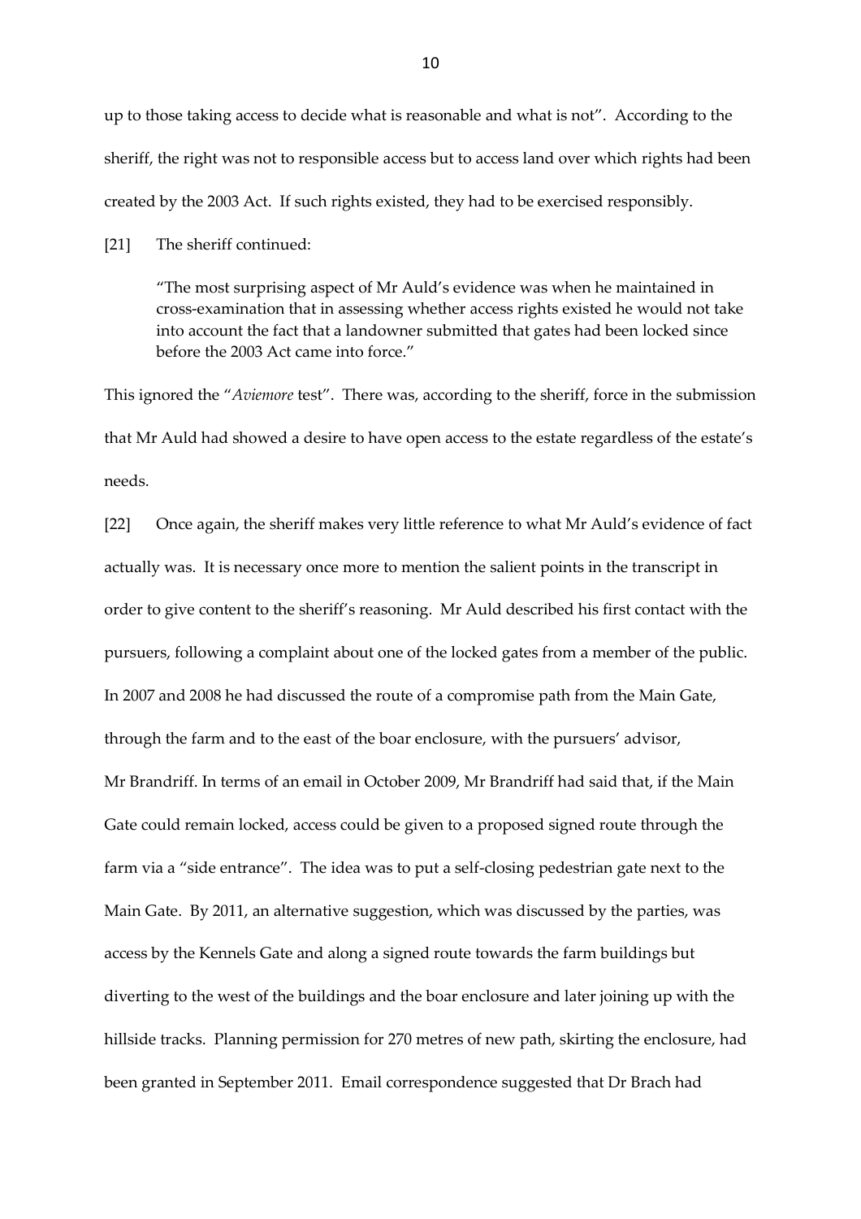up to those taking access to decide what is reasonable and what is not". According to the sheriff, the right was not to responsible access but to access land over which rights had been created by the 2003 Act. If such rights existed, they had to be exercised responsibly.

[21] The sheriff continued:

> "The most surprising aspect of Mr Auld's evidence was when he maintained in cross-examination that in assessing whether access rights existed he would not take into account the fact that a landowner submitted that gates had been locked since before the 2003 Act came into force."

This ignored the "*Aviemore* test". There was, according to the sheriff, force in the submission that Mr Auld had showed a desire to have open access to the estate regardless of the estate's needs.

[22] Once again, the sheriff makes very little reference to what Mr Auld's evidence of fact actually was. It is necessary once more to mention the salient points in the transcript in order to give content to the sheriff's reasoning. Mr Auld described his first contact with the pursuers, following a complaint about one of the locked gates from a member of the public. In 2007 and 2008 he had discussed the route of a compromise path from the Main Gate, through the farm and to the east of the boar enclosure, with the pursuers' advisor, Mr Brandriff. In terms of an email in October 2009, Mr Brandriff had said that, if the Main Gate could remain locked, access could be given to a proposed signed route through the farm via a "side entrance". The idea was to put a self-closing pedestrian gate next to the Main Gate. By 2011, an alternative suggestion, which was discussed by the parties, was access by the Kennels Gate and along a signed route towards the farm buildings but diverting to the west of the buildings and the boar enclosure and later joining up with the hillside tracks. Planning permission for 270 metres of new path, skirting the enclosure, had been granted in September 2011. Email correspondence suggested that Dr Brach had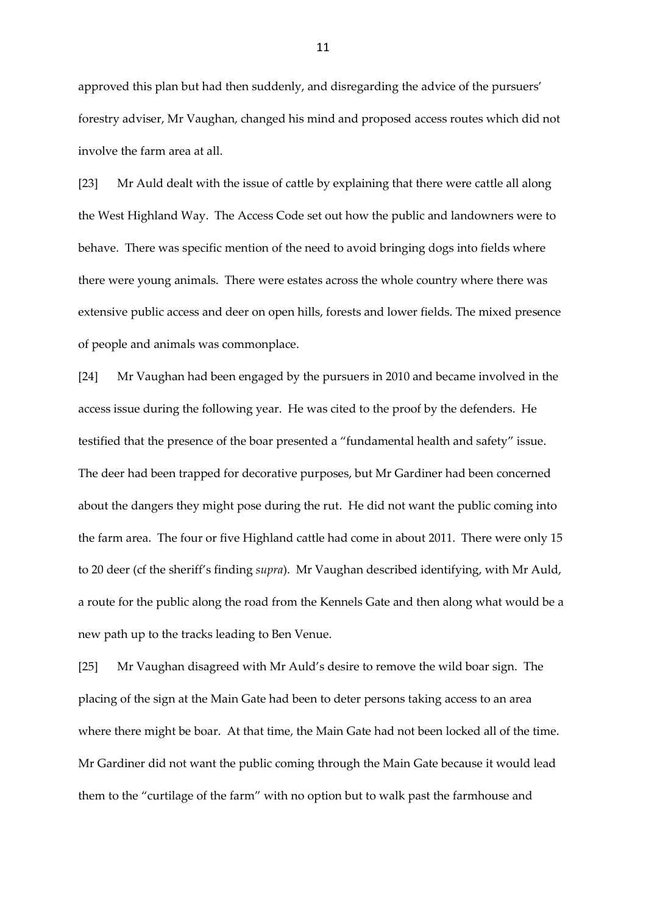approved this plan but had then suddenly, and disregarding the advice of the pursuers' forestry adviser, Mr Vaughan, changed his mind and proposed access routes which did not involve the farm area at all.

[23] Mr Auld dealt with the issue of cattle by explaining that there were cattle all along the West Highland Way. The Access Code set out how the public and landowners were to behave. There was specific mention of the need to avoid bringing dogs into fields where there were young animals. There were estates across the whole country where there was extensive public access and deer on open hills, forests and lower fields. The mixed presence of people and animals was commonplace.

[24] Mr Vaughan had been engaged by the pursuers in 2010 and became involved in the access issue during the following year. He was cited to the proof by the defenders. He testified that the presence of the boar presented a "fundamental health and safety" issue. The deer had been trapped for decorative purposes, but Mr Gardiner had been concerned about the dangers they might pose during the rut. He did not want the public coming into the farm area. The four or five Highland cattle had come in about 2011. There were only 15 to 20 deer (cf the sheriff's finding *supra*). Mr Vaughan described identifying, with Mr Auld, a route for the public along the road from the Kennels Gate and then along what would be a new path up to the tracks leading to Ben Venue.

[25] Mr Vaughan disagreed with Mr Auld's desire to remove the wild boar sign. The placing of the sign at the Main Gate had been to deter persons taking access to an area where there might be boar. At that time, the Main Gate had not been locked all of the time. Mr Gardiner did not want the public coming through the Main Gate because it would lead them to the "curtilage of the farm" with no option but to walk past the farmhouse and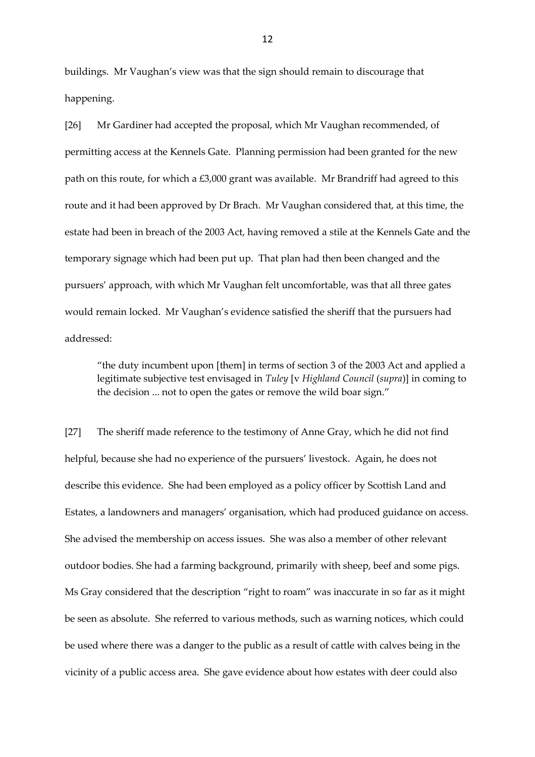buildings. Mr Vaughan's view was that the sign should remain to discourage that happening.

[26] Mr Gardiner had accepted the proposal, which Mr Vaughan recommended, of permitting access at the Kennels Gate. Planning permission had been granted for the new path on this route, for which a £3,000 grant was available. Mr Brandriff had agreed to this route and it had been approved by Dr Brach. Mr Vaughan considered that, at this time, the estate had been in breach of the 2003 Act, having removed a stile at the Kennels Gate and the temporary signage which had been put up. That plan had then been changed and the pursuers' approach, with which Mr Vaughan felt uncomfortable, was that all three gates would remain locked. Mr Vaughan's evidence satisfied the sheriff that the pursuers had addressed:

> "the duty incumbent upon [them] in terms of section 3 of the 2003 Act and applied a legitimate subjective test envisaged in *Tuley* [v *Highland Council* (*supra*)] in coming to the decision ... not to open the gates or remove the wild boar sign."

[27] The sheriff made reference to the testimony of Anne Gray, which he did not find helpful, because she had no experience of the pursuers' livestock. Again, he does not describe this evidence. She had been employed as a policy officer by Scottish Land and Estates, a landowners and managers' organisation, which had produced guidance on access. She advised the membership on access issues. She was also a member of other relevant outdoor bodies. She had a farming background, primarily with sheep, beef and some pigs. Ms Gray considered that the description "right to roam" was inaccurate in so far as it might be seen as absolute. She referred to various methods, such as warning notices, which could be used where there was a danger to the public as a result of cattle with calves being in the vicinity of a public access area. She gave evidence about how estates with deer could also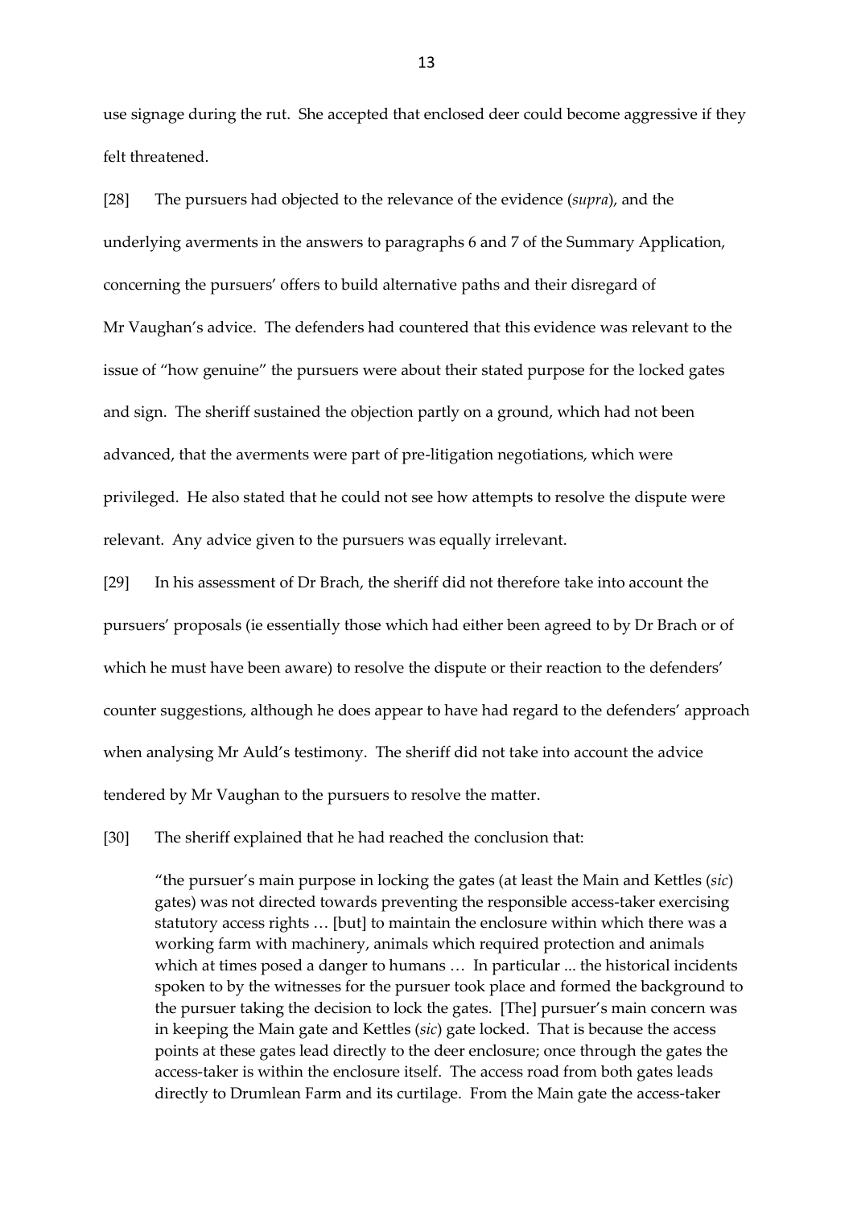use signage during the rut. She accepted that enclosed deer could become aggressive if they felt threatened.

[28] The pursuers had objected to the relevance of the evidence (*supra*), and the underlying averments in the answers to paragraphs 6 and 7 of the Summary Application, concerning the pursuers' offers to build alternative paths and their disregard of Mr Vaughan's advice. The defenders had countered that this evidence was relevant to the issue of "how genuine" the pursuers were about their stated purpose for the locked gates and sign. The sheriff sustained the objection partly on a ground, which had not been advanced, that the averments were part of pre-litigation negotiations, which were privileged. He also stated that he could not see how attempts to resolve the dispute were relevant. Any advice given to the pursuers was equally irrelevant.

[29] In his assessment of Dr Brach, the sheriff did not therefore take into account the pursuers' proposals (ie essentially those which had either been agreed to by Dr Brach or of which he must have been aware) to resolve the dispute or their reaction to the defenders' counter suggestions, although he does appear to have had regard to the defenders' approach when analysing Mr Auld's testimony. The sheriff did not take into account the advice tendered by Mr Vaughan to the pursuers to resolve the matter.

[30] The sheriff explained that he had reached the conclusion that:

> "the pursuer's main purpose in locking the gates (at least the Main and Kettles (*sic*) gates) was not directed towards preventing the responsible access-taker exercising statutory access rights … [but] to maintain the enclosure within which there was a working farm with machinery, animals which required protection and animals which at times posed a danger to humans … In particular ... the historical incidents spoken to by the witnesses for the pursuer took place and formed the background to the pursuer taking the decision to lock the gates. [The] pursuer's main concern was in keeping the Main gate and Kettles (*sic*) gate locked. That is because the access points at these gates lead directly to the deer enclosure; once through the gates the access-taker is within the enclosure itself. The access road from both gates leads directly to Drumlean Farm and its curtilage. From the Main gate the access-taker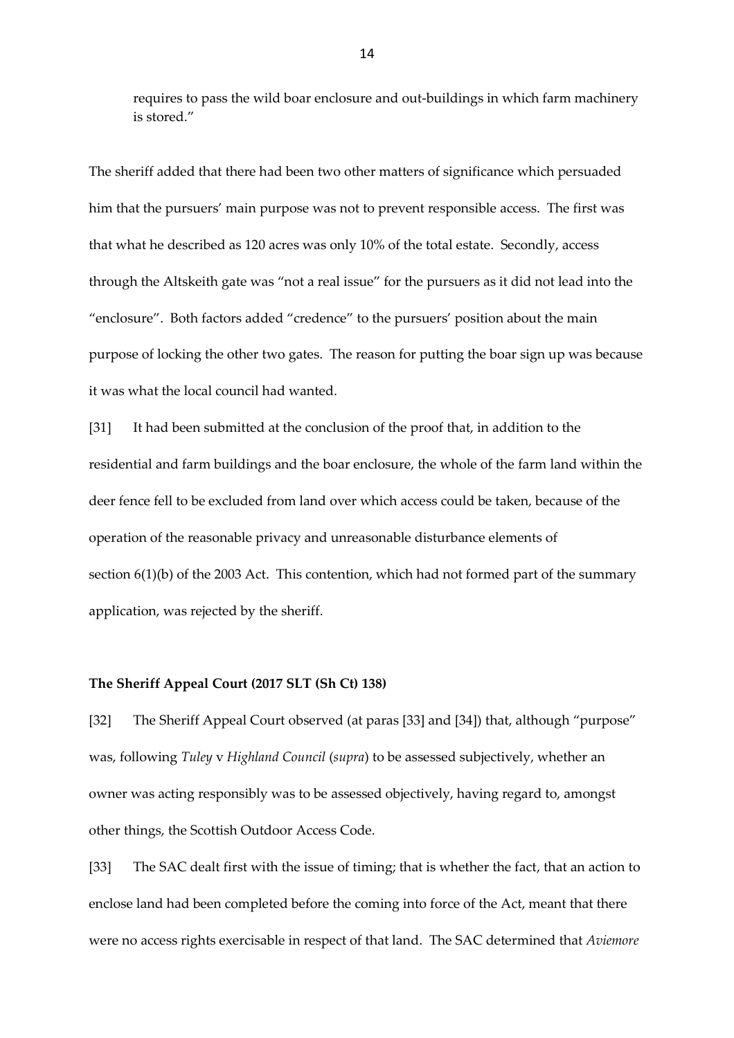requires to pass the wild boar enclosure and out-buildings in which farm machinery is stored."

The sheriff added that there had been two other matters of significance which persuaded him that the pursuers' main purpose was not to prevent responsible access. The first was that what he described as 120 acres was only 10% of the total estate. Secondly, access through the Altskeith gate was "not a real issue" for the pursuers as it did not lead into the "enclosure". Both factors added "credence" to the pursuers' position about the main purpose of locking the other two gates. The reason for putting the boar sign up was because it was what the local council had wanted.

[31] It had been submitted at the conclusion of the proof that, in addition to the residential and farm buildings and the boar enclosure, the whole of the farm land within the deer fence fell to be excluded from land over which access could be taken, because of the operation of the reasonable privacy and unreasonable disturbance elements of section 6(1)(b) of the 2003 Act. This contention, which had not formed part of the summary application, was rejected by the sheriff.

**The Sheriff Appeal Court (2017 SLT (Sh Ct) 138)**

[32] The Sheriff Appeal Court observed (at paras [33] and [34]) that, although "purpose" was, following *Tuley* v *Highland Council* (*supra*) to be assessed subjectively, whether an owner was acting responsibly was to be assessed objectively, having regard to, amongst other things, the Scottish Outdoor Access Code.

[33] The SAC dealt first with the issue of timing; that is whether the fact, that an action to enclose land had been completed before the coming into force of the Act, meant that there were no access rights exercisable in respect of that land. The SAC determined that *Aviemore*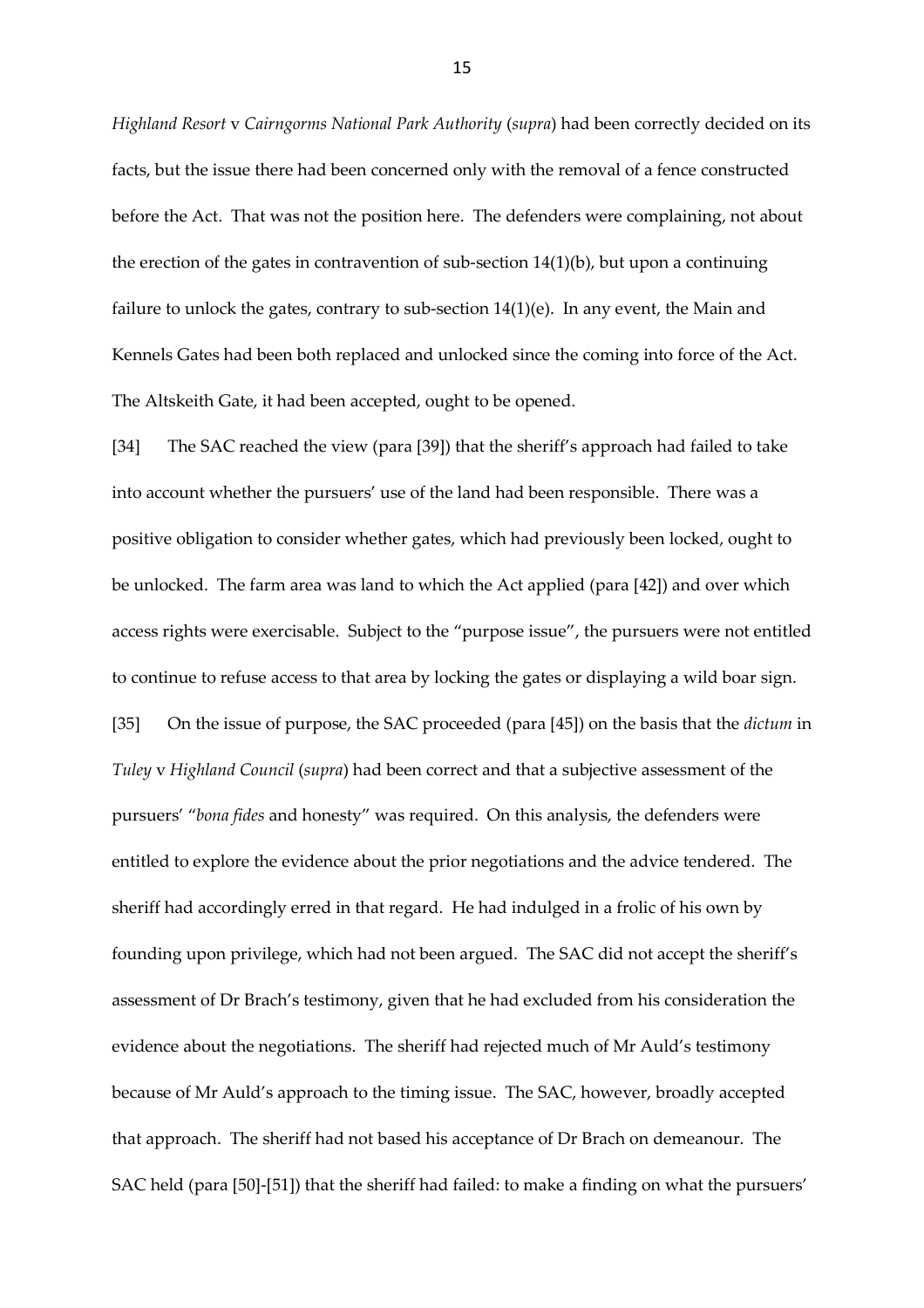*Highland Resort* v *Cairngorms National Park Authority* (*supra*) had been correctly decided on its facts, but the issue there had been concerned only with the removal of a fence constructed before the Act. That was not the position here. The defenders were complaining, not about the erection of the gates in contravention of sub-section 14(1)(b), but upon a continuing failure to unlock the gates, contrary to sub-section 14(1)(e). In any event, the Main and Kennels Gates had been both replaced and unlocked since the coming into force of the Act. The Altskeith Gate, it had been accepted, ought to be opened.

[34] The SAC reached the view (para [39]) that the sheriff's approach had failed to take into account whether the pursuers' use of the land had been responsible. There was a positive obligation to consider whether gates, which had previously been locked, ought to be unlocked. The farm area was land to which the Act applied (para [42]) and over which access rights were exercisable. Subject to the "purpose issue", the pursuers were not entitled to continue to refuse access to that area by locking the gates or displaying a wild boar sign.

[35] On the issue of purpose, the SAC proceeded (para [45]) on the basis that the *dictum* in *Tuley* v *Highland Council* (*supra*) had been correct and that a subjective assessment of the pursuers' "*bona fides* and honesty" was required. On this analysis, the defenders were entitled to explore the evidence about the prior negotiations and the advice tendered. The sheriff had accordingly erred in that regard. He had indulged in a frolic of his own by founding upon privilege, which had not been argued. The SAC did not accept the sheriff's assessment of Dr Brach's testimony, given that he had excluded from his consideration the evidence about the negotiations. The sheriff had rejected much of Mr Auld's testimony because of Mr Auld's approach to the timing issue. The SAC, however, broadly accepted that approach. The sheriff had not based his acceptance of Dr Brach on demeanour. The SAC held (para [50]-[51]) that the sheriff had failed: to make a finding on what the pursuers'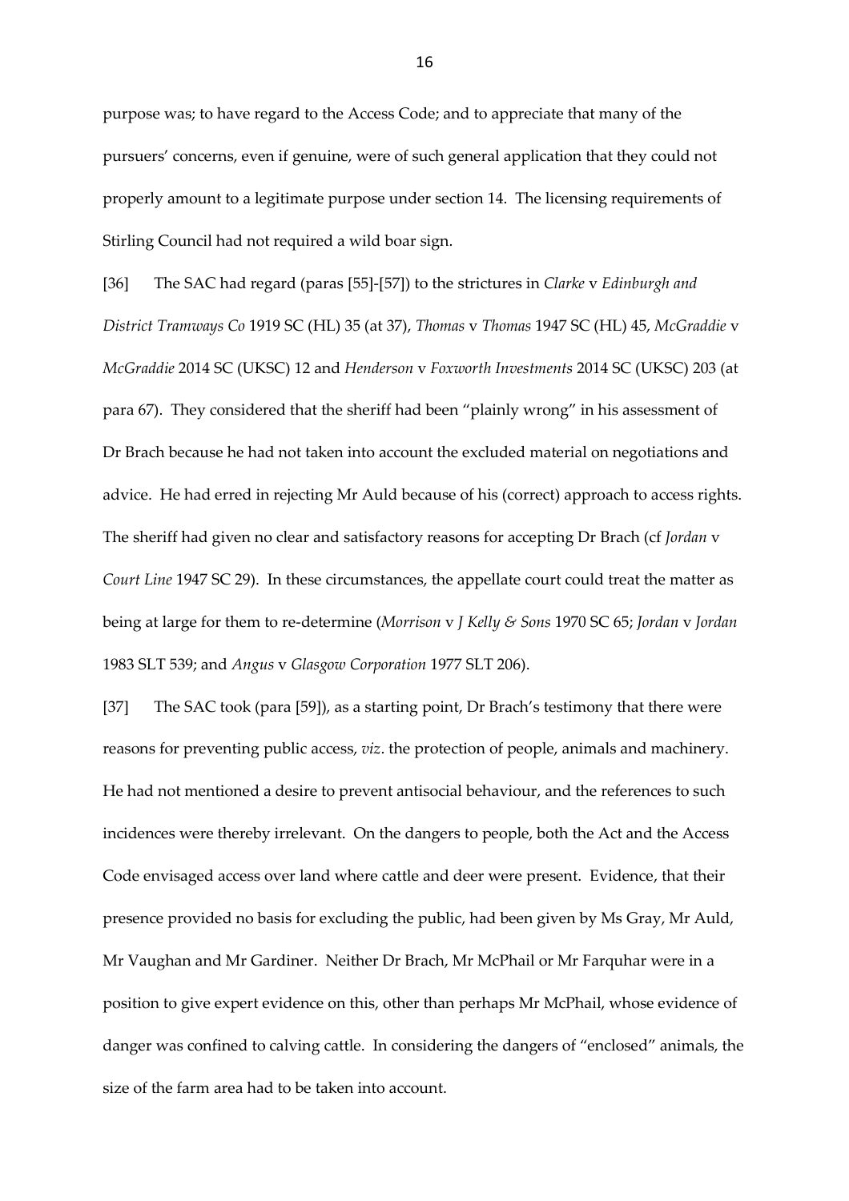purpose was; to have regard to the Access Code; and to appreciate that many of the pursuers' concerns, even if genuine, were of such general application that they could not properly amount to a legitimate purpose under section 14. The licensing requirements of Stirling Council had not required a wild boar sign.

[36] The SAC had regard (paras [55]-[57]) to the strictures in *Clarke* v *Edinburgh and District Tramways Co* 1919 SC (HL) 35 (at 37), *Thomas* v *Thomas* 1947 SC (HL) 45, *McGraddie* v *McGraddie* 2014 SC (UKSC) 12 and *Henderson* v *Foxworth Investments* 2014 SC (UKSC) 203 (at para 67). They considered that the sheriff had been "plainly wrong" in his assessment of Dr Brach because he had not taken into account the excluded material on negotiations and advice. He had erred in rejecting Mr Auld because of his (correct) approach to access rights. The sheriff had given no clear and satisfactory reasons for accepting Dr Brach (cf *Jordan* v *Court Line* 1947 SC 29). In these circumstances, the appellate court could treat the matter as being at large for them to re-determine (*Morrison* v *J Kelly & Sons* 1970 SC 65; *Jordan* v *Jordan* 1983 SLT 539; and *Angus* v *Glasgow Corporation* 1977 SLT 206).

[37] The SAC took (para [59]), as a starting point, Dr Brach's testimony that there were reasons for preventing public access, *viz*. the protection of people, animals and machinery. He had not mentioned a desire to prevent antisocial behaviour, and the references to such incidences were thereby irrelevant. On the dangers to people, both the Act and the Access Code envisaged access over land where cattle and deer were present. Evidence, that their presence provided no basis for excluding the public, had been given by Ms Gray, Mr Auld, Mr Vaughan and Mr Gardiner. Neither Dr Brach, Mr McPhail or Mr Farquhar were in a position to give expert evidence on this, other than perhaps Mr McPhail, whose evidence of danger was confined to calving cattle. In considering the dangers of "enclosed" animals, the size of the farm area had to be taken into account.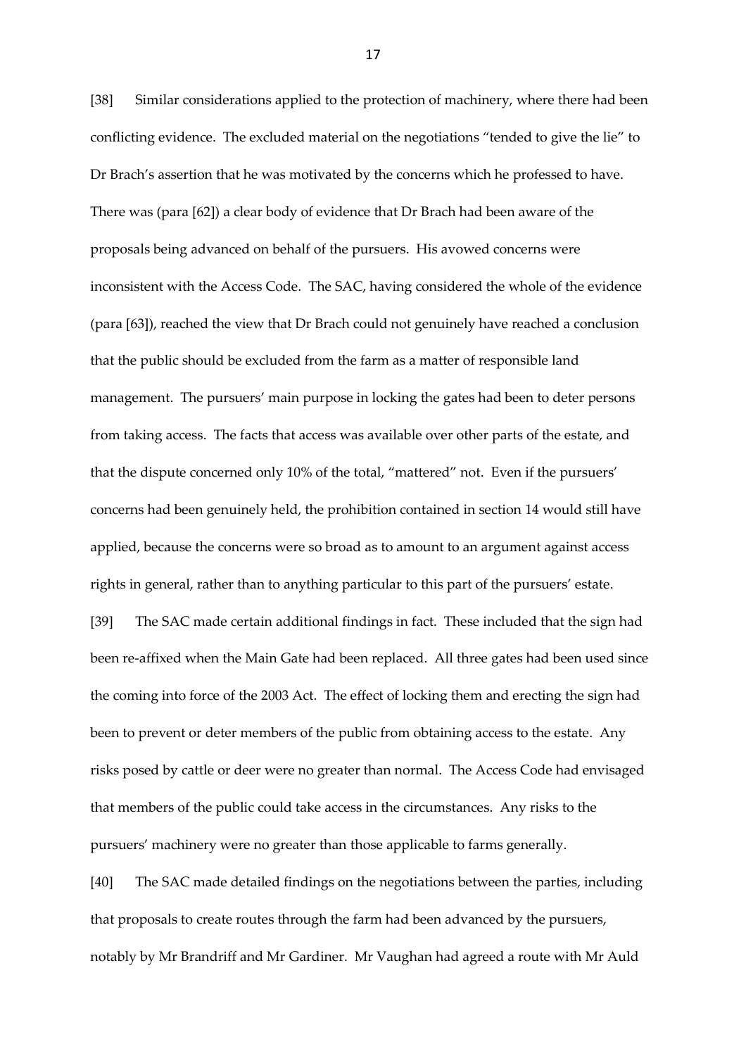[38] Similar considerations applied to the protection of machinery, where there had been conflicting evidence. The excluded material on the negotiations "tended to give the lie" to Dr Brach's assertion that he was motivated by the concerns which he professed to have. There was (para [62]) a clear body of evidence that Dr Brach had been aware of the proposals being advanced on behalf of the pursuers. His avowed concerns were inconsistent with the Access Code. The SAC, having considered the whole of the evidence (para [63]), reached the view that Dr Brach could not genuinely have reached a conclusion that the public should be excluded from the farm as a matter of responsible land management. The pursuers' main purpose in locking the gates had been to deter persons from taking access. The facts that access was available over other parts of the estate, and that the dispute concerned only 10% of the total, "mattered" not. Even if the pursuers' concerns had been genuinely held, the prohibition contained in section 14 would still have applied, because the concerns were so broad as to amount to an argument against access rights in general, rather than to anything particular to this part of the pursuers' estate.

[39] The SAC made certain additional findings in fact. These included that the sign had been re-affixed when the Main Gate had been replaced. All three gates had been used since the coming into force of the 2003 Act. The effect of locking them and erecting the sign had been to prevent or deter members of the public from obtaining access to the estate. Any risks posed by cattle or deer were no greater than normal. The Access Code had envisaged that members of the public could take access in the circumstances. Any risks to the pursuers' machinery were no greater than those applicable to farms generally.

[40] The SAC made detailed findings on the negotiations between the parties, including that proposals to create routes through the farm had been advanced by the pursuers, notably by Mr Brandriff and Mr Gardiner. Mr Vaughan had agreed a route with Mr Auld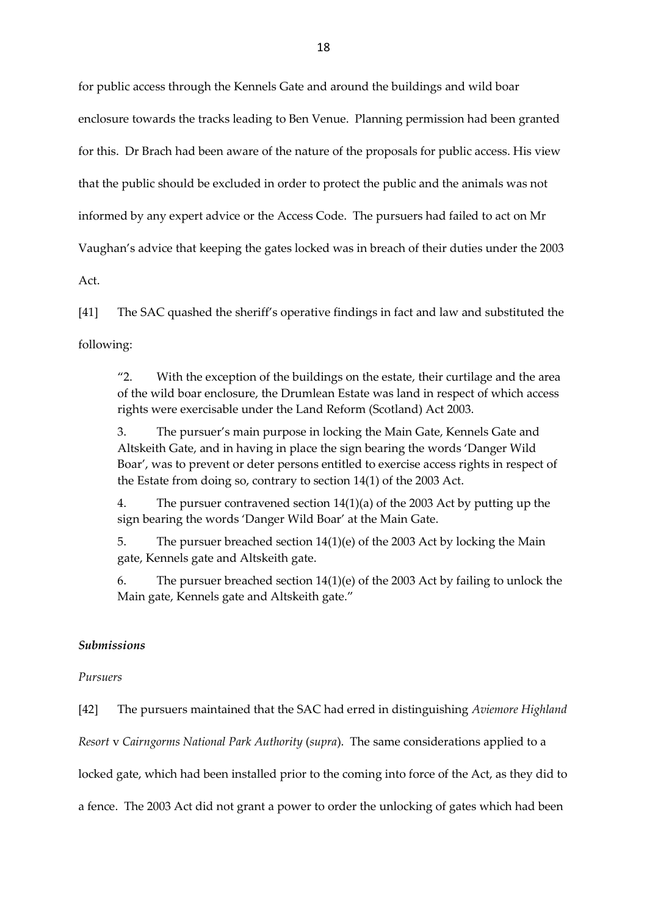for public access through the Kennels Gate and around the buildings and wild boar enclosure towards the tracks leading to Ben Venue. Planning permission had been granted for this. Dr Brach had been aware of the nature of the proposals for public access. His view that the public should be excluded in order to protect the public and the animals was not informed by any expert advice or the Access Code. The pursuers had failed to act on Mr Vaughan's advice that keeping the gates locked was in breach of their duties under the 2003 Act.

[41] The SAC quashed the sheriff's operative findings in fact and law and substituted the following:

> "2. With the exception of the buildings on the estate, their curtilage and the area of the wild boar enclosure, the Drumlean Estate was land in respect of which access rights were exercisable under the Land Reform (Scotland) Act 2003.
>
> 3. The pursuer's main purpose in locking the Main Gate, Kennels Gate and Altskeith Gate, and in having in place the sign bearing the words 'Danger Wild Boar', was to prevent or deter persons entitled to exercise access rights in respect of the Estate from doing so, contrary to section 14(1) of the 2003 Act.
>
> 4. The pursuer contravened section 14(1)(a) of the 2003 Act by putting up the sign bearing the words 'Danger Wild Boar' at the Main Gate.
>
> 5. The pursuer breached section 14(1)(e) of the 2003 Act by locking the Main gate, Kennels gate and Altskeith gate.
>
> 6. The pursuer breached section 14(1)(e) of the 2003 Act by failing to unlock the Main gate, Kennels gate and Altskeith gate."

### *Submissions*

*Pursuers*

[42] The pursuers maintained that the SAC had erred in distinguishing *Aviemore Highland Resort* v *Cairngorms National Park Authority* (*supra*). The same considerations applied to a locked gate, which had been installed prior to the coming into force of the Act, as they did to a fence. The 2003 Act did not grant a power to order the unlocking of gates which had been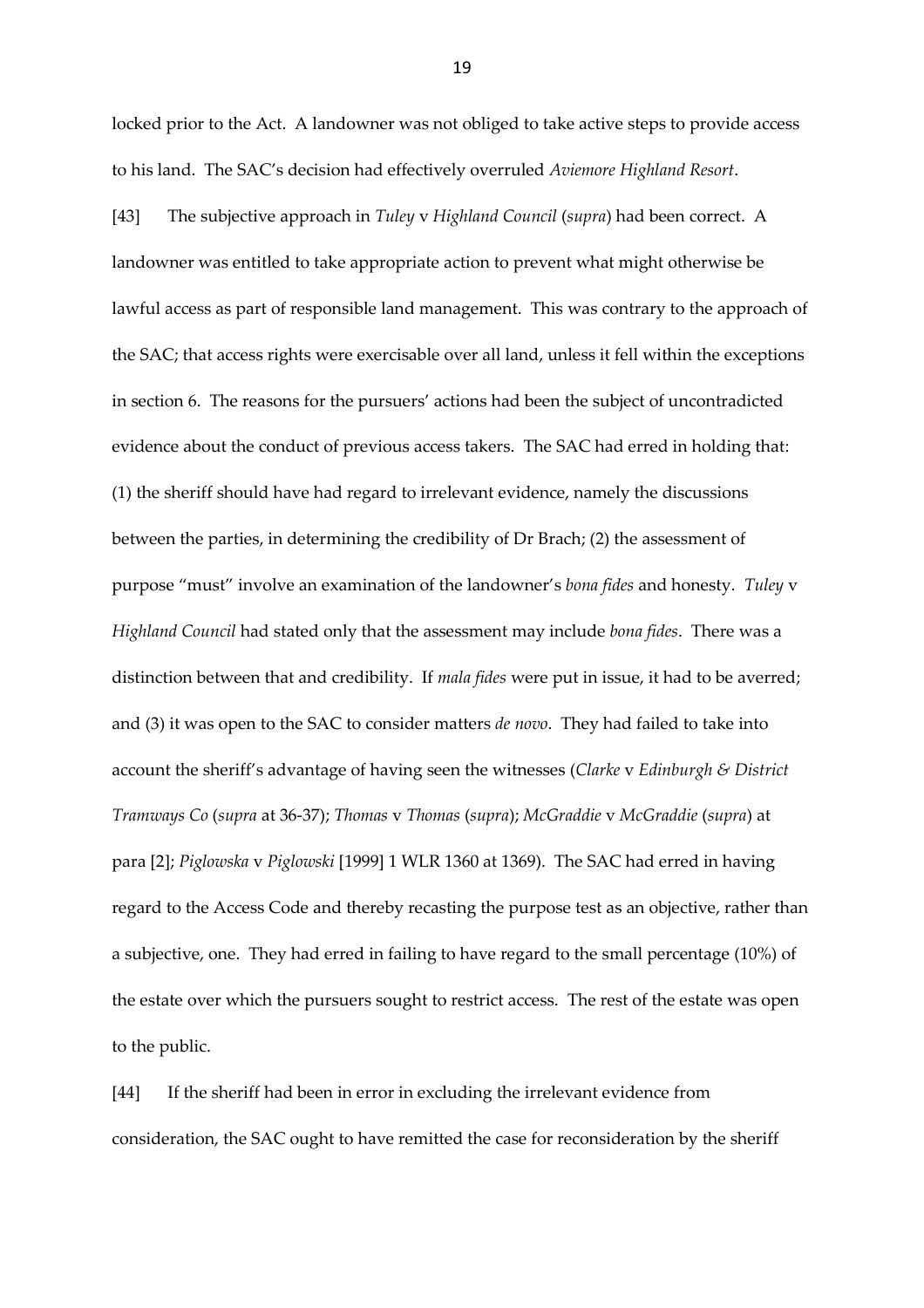locked prior to the Act. A landowner was not obliged to take active steps to provide access to his land. The SAC's decision had effectively overruled *Aviemore Highland Resort*.

[43] The subjective approach in *Tuley* v *Highland Council* (*supra*) had been correct. A landowner was entitled to take appropriate action to prevent what might otherwise be lawful access as part of responsible land management. This was contrary to the approach of the SAC; that access rights were exercisable over all land, unless it fell within the exceptions in section 6. The reasons for the pursuers' actions had been the subject of uncontradicted evidence about the conduct of previous access takers. The SAC had erred in holding that: (1) the sheriff should have had regard to irrelevant evidence, namely the discussions between the parties, in determining the credibility of Dr Brach; (2) the assessment of purpose "must" involve an examination of the landowner's *bona fides* and honesty. *Tuley* v *Highland Council* had stated only that the assessment may include *bona fides*. There was a distinction between that and credibility. If *mala fides* were put in issue, it had to be averred; and (3) it was open to the SAC to consider matters *de novo*. They had failed to take into account the sheriff's advantage of having seen the witnesses (*Clarke* v *Edinburgh & District Tramways Co* (*supra* at 36-37); *Thomas* v *Thomas* (*supra*); *McGraddie* v *McGraddie* (*supra*) at para [2]; *Piglowska* v *Piglowski* [1999] 1 WLR 1360 at 1369). The SAC had erred in having regard to the Access Code and thereby recasting the purpose test as an objective, rather than a subjective, one. They had erred in failing to have regard to the small percentage (10%) of the estate over which the pursuers sought to restrict access. The rest of the estate was open to the public.

[44] If the sheriff had been in error in excluding the irrelevant evidence from consideration, the SAC ought to have remitted the case for reconsideration by the sheriff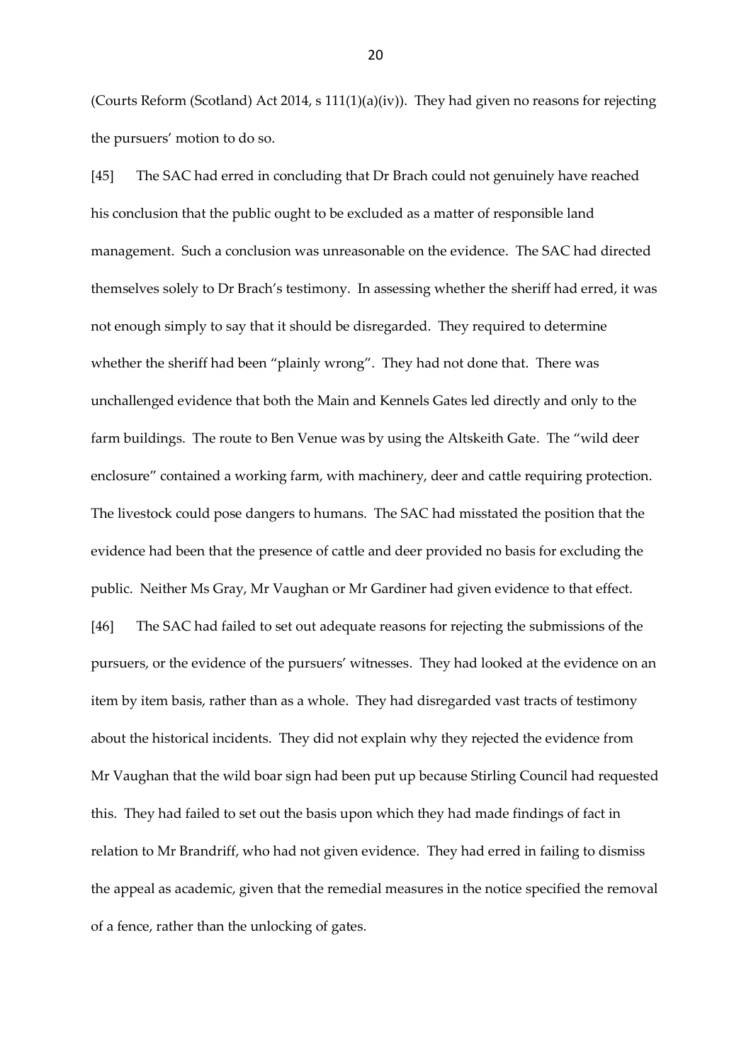(Courts Reform (Scotland) Act 2014, s 111(1)(a)(iv)). They had given no reasons for rejecting the pursuers' motion to do so.

[45] The SAC had erred in concluding that Dr Brach could not genuinely have reached his conclusion that the public ought to be excluded as a matter of responsible land management. Such a conclusion was unreasonable on the evidence. The SAC had directed themselves solely to Dr Brach's testimony. In assessing whether the sheriff had erred, it was not enough simply to say that it should be disregarded. They required to determine whether the sheriff had been "plainly wrong". They had not done that. There was unchallenged evidence that both the Main and Kennels Gates led directly and only to the farm buildings. The route to Ben Venue was by using the Altskeith Gate. The "wild deer enclosure" contained a working farm, with machinery, deer and cattle requiring protection. The livestock could pose dangers to humans. The SAC had misstated the position that the evidence had been that the presence of cattle and deer provided no basis for excluding the public. Neither Ms Gray, Mr Vaughan or Mr Gardiner had given evidence to that effect.

[46] The SAC had failed to set out adequate reasons for rejecting the submissions of the pursuers, or the evidence of the pursuers' witnesses. They had looked at the evidence on an item by item basis, rather than as a whole. They had disregarded vast tracts of testimony about the historical incidents. They did not explain why they rejected the evidence from Mr Vaughan that the wild boar sign had been put up because Stirling Council had requested this. They had failed to set out the basis upon which they had made findings of fact in relation to Mr Brandriff, who had not given evidence. They had erred in failing to dismiss the appeal as academic, given that the remedial measures in the notice specified the removal of a fence, rather than the unlocking of gates.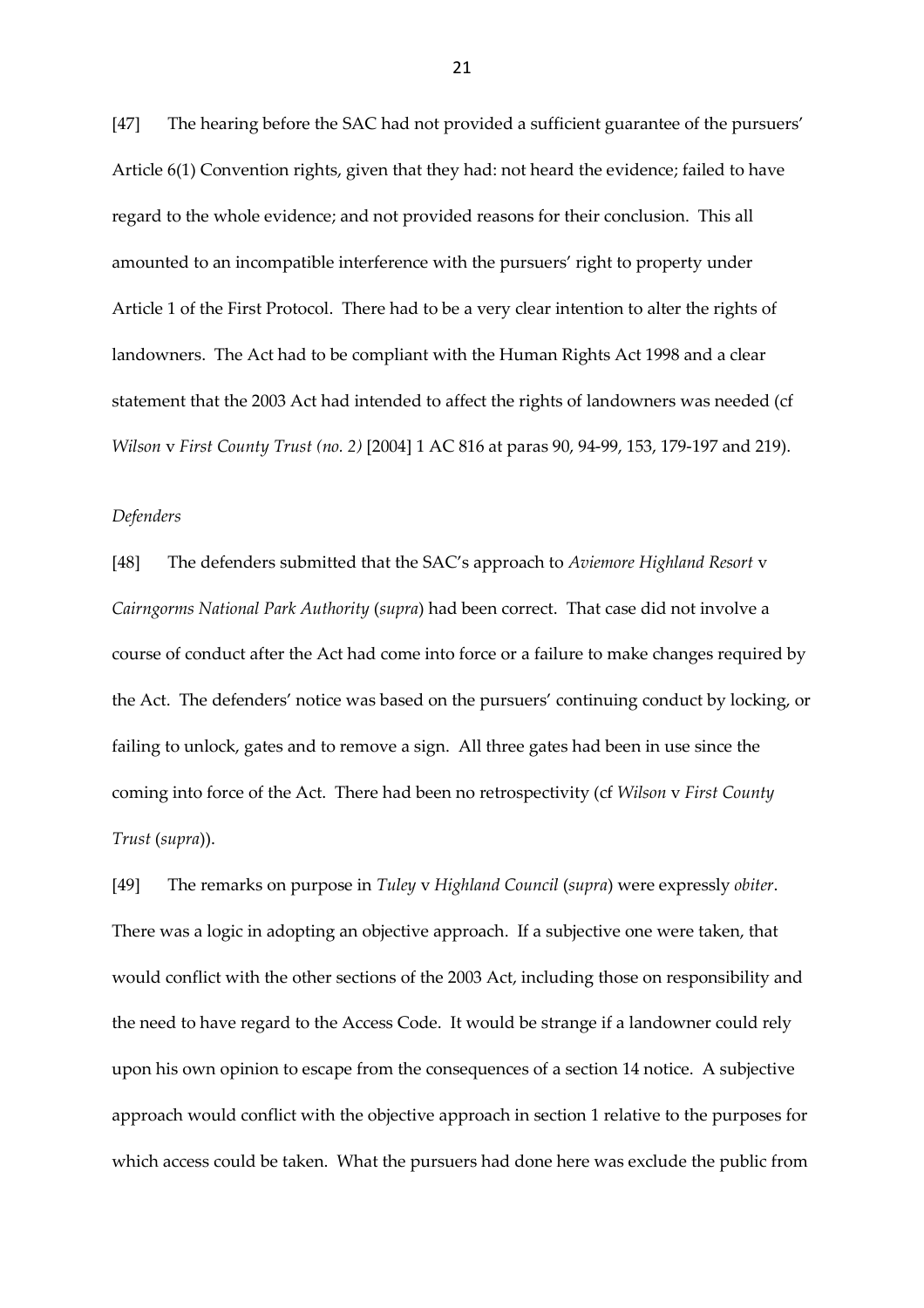[47] The hearing before the SAC had not provided a sufficient guarantee of the pursuers' Article 6(1) Convention rights, given that they had: not heard the evidence; failed to have regard to the whole evidence; and not provided reasons for their conclusion. This all amounted to an incompatible interference with the pursuers' right to property under Article 1 of the First Protocol. There had to be a very clear intention to alter the rights of landowners. The Act had to be compliant with the Human Rights Act 1998 and a clear statement that the 2003 Act had intended to affect the rights of landowners was needed (cf *Wilson* v *First County Trust (no. 2)* [2004] 1 AC 816 at paras 90, 94-99, 153, 179-197 and 219).

*Defenders*

[48] The defenders submitted that the SAC's approach to *Aviemore Highland Resort* v *Cairngorms National Park Authority* (*supra*) had been correct. That case did not involve a course of conduct after the Act had come into force or a failure to make changes required by the Act. The defenders' notice was based on the pursuers' continuing conduct by locking, or failing to unlock, gates and to remove a sign. All three gates had been in use since the coming into force of the Act. There had been no retrospectivity (cf *Wilson* v *First County Trust* (*supra*)).

[49] The remarks on purpose in *Tuley* v *Highland Council* (*supra*) were expressly *obiter*. There was a logic in adopting an objective approach. If a subjective one were taken, that would conflict with the other sections of the 2003 Act, including those on responsibility and the need to have regard to the Access Code. It would be strange if a landowner could rely upon his own opinion to escape from the consequences of a section 14 notice. A subjective approach would conflict with the objective approach in section 1 relative to the purposes for which access could be taken. What the pursuers had done here was exclude the public from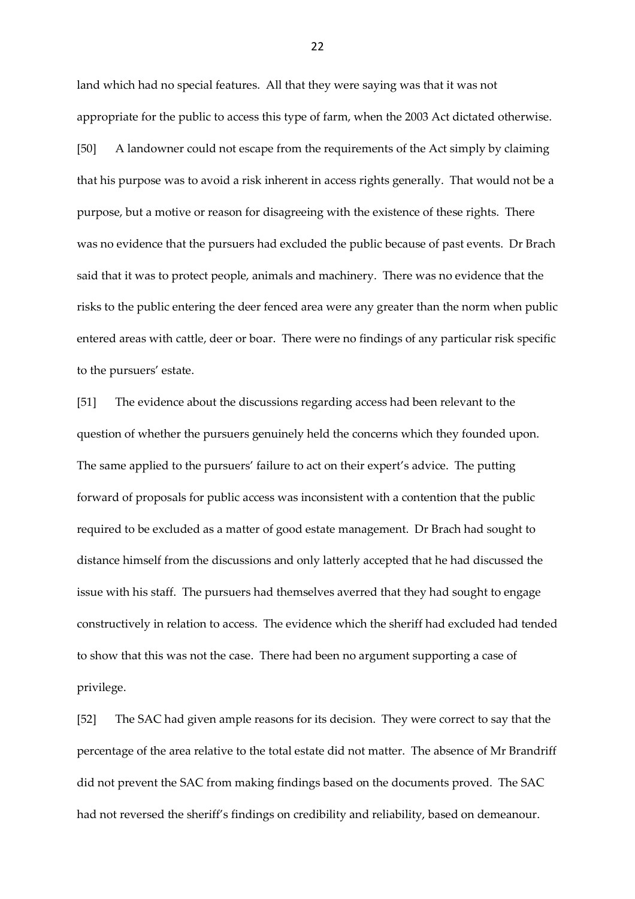land which had no special features. All that they were saying was that it was not appropriate for the public to access this type of farm, when the 2003 Act dictated otherwise.

[50] A landowner could not escape from the requirements of the Act simply by claiming that his purpose was to avoid a risk inherent in access rights generally. That would not be a purpose, but a motive or reason for disagreeing with the existence of these rights. There was no evidence that the pursuers had excluded the public because of past events. Dr Brach said that it was to protect people, animals and machinery. There was no evidence that the risks to the public entering the deer fenced area were any greater than the norm when public entered areas with cattle, deer or boar. There were no findings of any particular risk specific to the pursuers' estate.

[51] The evidence about the discussions regarding access had been relevant to the question of whether the pursuers genuinely held the concerns which they founded upon. The same applied to the pursuers' failure to act on their expert's advice. The putting forward of proposals for public access was inconsistent with a contention that the public required to be excluded as a matter of good estate management. Dr Brach had sought to distance himself from the discussions and only latterly accepted that he had discussed the issue with his staff. The pursuers had themselves averred that they had sought to engage constructively in relation to access. The evidence which the sheriff had excluded had tended to show that this was not the case. There had been no argument supporting a case of privilege.

[52] The SAC had given ample reasons for its decision. They were correct to say that the percentage of the area relative to the total estate did not matter. The absence of Mr Brandriff did not prevent the SAC from making findings based on the documents proved. The SAC had not reversed the sheriff's findings on credibility and reliability, based on demeanour.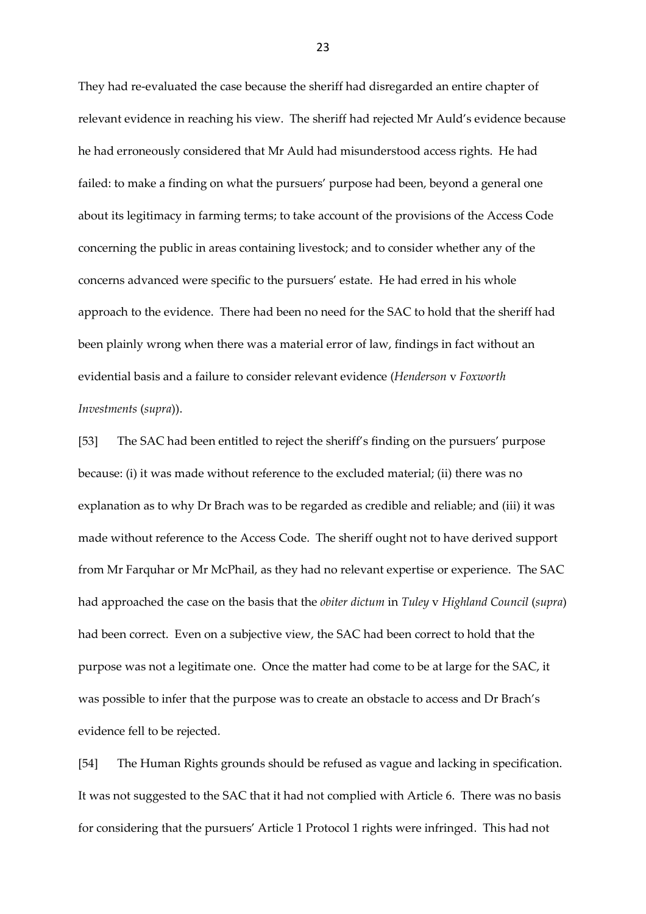They had re-evaluated the case because the sheriff had disregarded an entire chapter of relevant evidence in reaching his view. The sheriff had rejected Mr Auld's evidence because he had erroneously considered that Mr Auld had misunderstood access rights. He had failed: to make a finding on what the pursuers' purpose had been, beyond a general one about its legitimacy in farming terms; to take account of the provisions of the Access Code concerning the public in areas containing livestock; and to consider whether any of the concerns advanced were specific to the pursuers' estate. He had erred in his whole approach to the evidence. There had been no need for the SAC to hold that the sheriff had been plainly wrong when there was a material error of law, findings in fact without an evidential basis and a failure to consider relevant evidence (*Henderson* v *Foxworth Investments* (*supra*)).

[53] The SAC had been entitled to reject the sheriff's finding on the pursuers' purpose because: (i) it was made without reference to the excluded material; (ii) there was no explanation as to why Dr Brach was to be regarded as credible and reliable; and (iii) it was made without reference to the Access Code. The sheriff ought not to have derived support from Mr Farquhar or Mr McPhail, as they had no relevant expertise or experience. The SAC had approached the case on the basis that the *obiter dictum* in *Tuley* v *Highland Council* (*supra*) had been correct. Even on a subjective view, the SAC had been correct to hold that the purpose was not a legitimate one. Once the matter had come to be at large for the SAC, it was possible to infer that the purpose was to create an obstacle to access and Dr Brach's evidence fell to be rejected.

[54] The Human Rights grounds should be refused as vague and lacking in specification. It was not suggested to the SAC that it had not complied with Article 6. There was no basis for considering that the pursuers' Article 1 Protocol 1 rights were infringed. This had not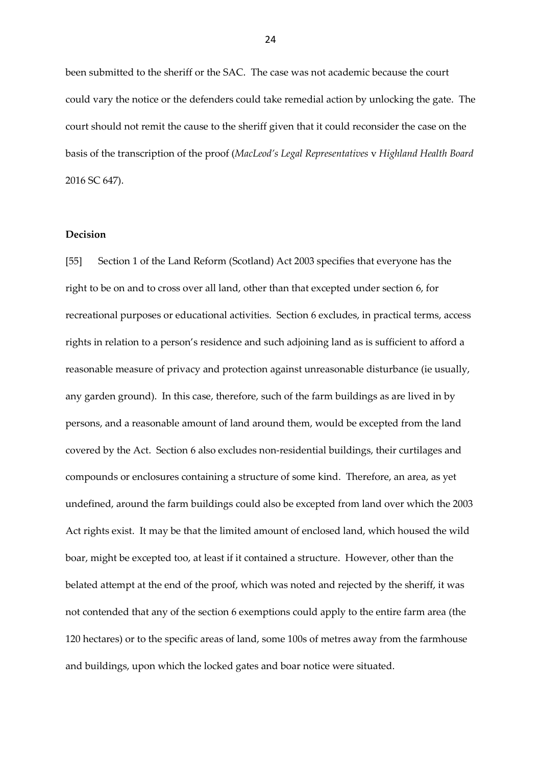been submitted to the sheriff or the SAC. The case was not academic because the court could vary the notice or the defenders could take remedial action by unlocking the gate. The court should not remit the cause to the sheriff given that it could reconsider the case on the basis of the transcription of the proof (*MacLeod's Legal Representatives* v *Highland Health Board* 2016 SC 647).

**Decision**

[55] Section 1 of the Land Reform (Scotland) Act 2003 specifies that everyone has the right to be on and to cross over all land, other than that excepted under section 6, for recreational purposes or educational activities. Section 6 excludes, in practical terms, access rights in relation to a person's residence and such adjoining land as is sufficient to afford a reasonable measure of privacy and protection against unreasonable disturbance (ie usually, any garden ground). In this case, therefore, such of the farm buildings as are lived in by persons, and a reasonable amount of land around them, would be excepted from the land covered by the Act. Section 6 also excludes non-residential buildings, their curtilages and compounds or enclosures containing a structure of some kind. Therefore, an area, as yet undefined, around the farm buildings could also be excepted from land over which the 2003 Act rights exist. It may be that the limited amount of enclosed land, which housed the wild boar, might be excepted too, at least if it contained a structure. However, other than the belated attempt at the end of the proof, which was noted and rejected by the sheriff, it was not contended that any of the section 6 exemptions could apply to the entire farm area (the 120 hectares) or to the specific areas of land, some 100s of metres away from the farmhouse and buildings, upon which the locked gates and boar notice were situated.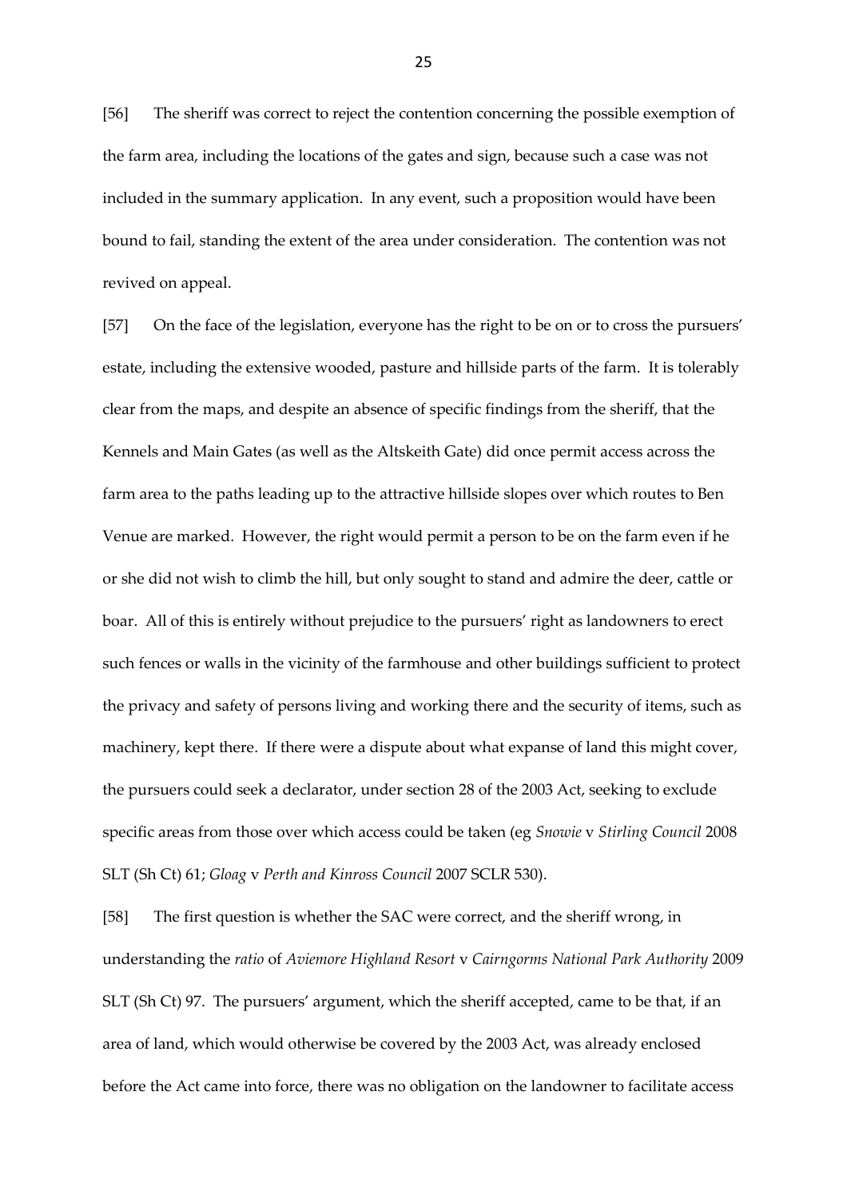[56] The sheriff was correct to reject the contention concerning the possible exemption of the farm area, including the locations of the gates and sign, because such a case was not included in the summary application. In any event, such a proposition would have been bound to fail, standing the extent of the area under consideration. The contention was not revived on appeal.

[57] On the face of the legislation, everyone has the right to be on or to cross the pursuers' estate, including the extensive wooded, pasture and hillside parts of the farm. It is tolerably clear from the maps, and despite an absence of specific findings from the sheriff, that the Kennels and Main Gates (as well as the Altskeith Gate) did once permit access across the farm area to the paths leading up to the attractive hillside slopes over which routes to Ben Venue are marked. However, the right would permit a person to be on the farm even if he or she did not wish to climb the hill, but only sought to stand and admire the deer, cattle or boar. All of this is entirely without prejudice to the pursuers' right as landowners to erect such fences or walls in the vicinity of the farmhouse and other buildings sufficient to protect the privacy and safety of persons living and working there and the security of items, such as machinery, kept there. If there were a dispute about what expanse of land this might cover, the pursuers could seek a declarator, under section 28 of the 2003 Act, seeking to exclude specific areas from those over which access could be taken (eg *Snowie* v *Stirling Council* 2008 SLT (Sh Ct) 61; *Gloag* v *Perth and Kinross Council* 2007 SCLR 530).

[58] The first question is whether the SAC were correct, and the sheriff wrong, in understanding the *ratio* of *Aviemore Highland Resort* v *Cairngorms National Park Authority* 2009 SLT (Sh Ct) 97. The pursuers' argument, which the sheriff accepted, came to be that, if an area of land, which would otherwise be covered by the 2003 Act, was already enclosed before the Act came into force, there was no obligation on the landowner to facilitate access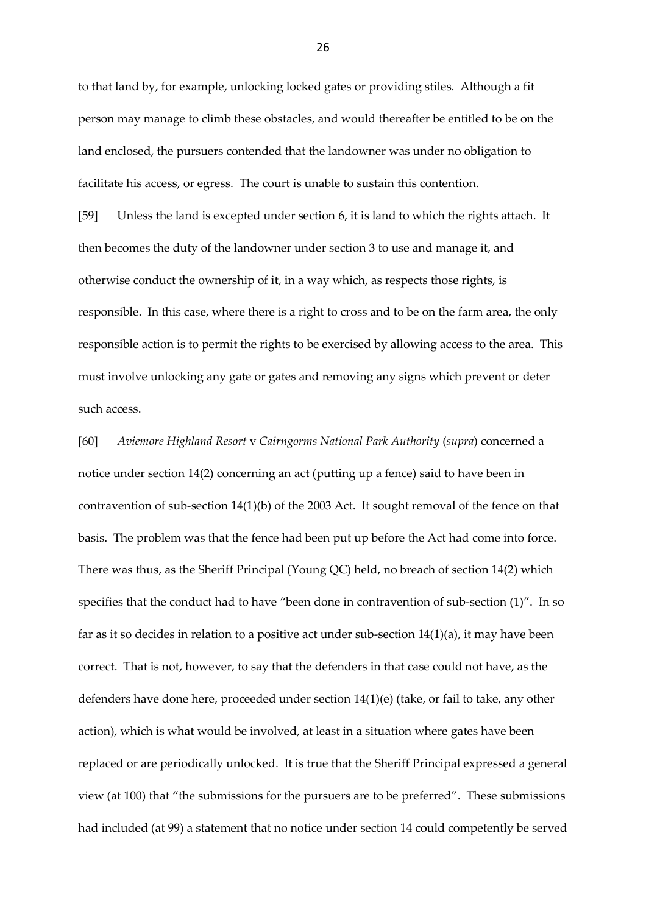to that land by, for example, unlocking locked gates or providing stiles. Although a fit person may manage to climb these obstacles, and would thereafter be entitled to be on the land enclosed, the pursuers contended that the landowner was under no obligation to facilitate his access, or egress. The court is unable to sustain this contention.

[59] Unless the land is excepted under section 6, it is land to which the rights attach. It then becomes the duty of the landowner under section 3 to use and manage it, and otherwise conduct the ownership of it, in a way which, as respects those rights, is responsible. In this case, where there is a right to cross and to be on the farm area, the only responsible action is to permit the rights to be exercised by allowing access to the area. This must involve unlocking any gate or gates and removing any signs which prevent or deter such access.

[60] *Aviemore Highland Resort* v *Cairngorms National Park Authority* (*supra*) concerned a notice under section 14(2) concerning an act (putting up a fence) said to have been in contravention of sub-section 14(1)(b) of the 2003 Act. It sought removal of the fence on that basis. The problem was that the fence had been put up before the Act had come into force. There was thus, as the Sheriff Principal (Young QC) held, no breach of section 14(2) which specifies that the conduct had to have "been done in contravention of sub-section (1)". In so far as it so decides in relation to a positive act under sub-section 14(1)(a), it may have been correct. That is not, however, to say that the defenders in that case could not have, as the defenders have done here, proceeded under section 14(1)(e) (take, or fail to take, any other action), which is what would be involved, at least in a situation where gates have been replaced or are periodically unlocked. It is true that the Sheriff Principal expressed a general view (at 100) that "the submissions for the pursuers are to be preferred". These submissions had included (at 99) a statement that no notice under section 14 could competently be served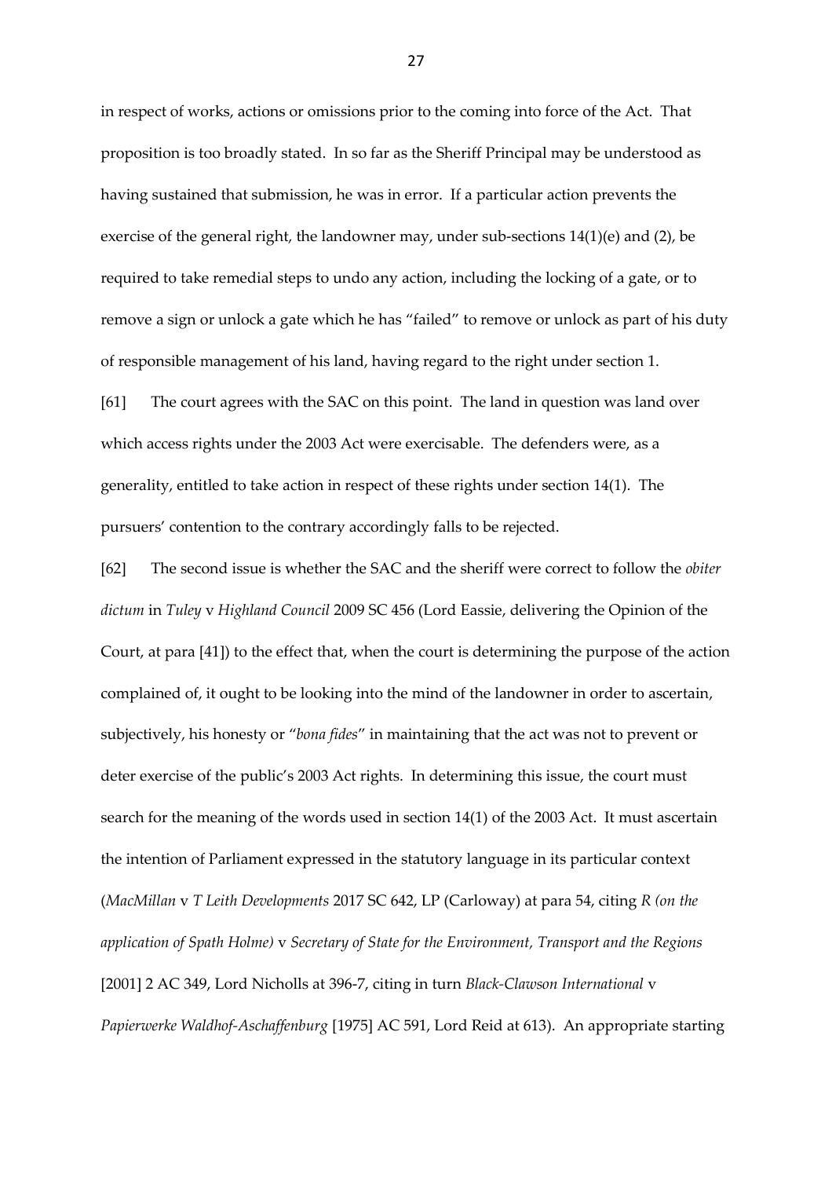in respect of works, actions or omissions prior to the coming into force of the Act. That proposition is too broadly stated. In so far as the Sheriff Principal may be understood as having sustained that submission, he was in error. If a particular action prevents the exercise of the general right, the landowner may, under sub-sections 14(1)(e) and (2), be required to take remedial steps to undo any action, including the locking of a gate, or to remove a sign or unlock a gate which he has "failed" to remove or unlock as part of his duty of responsible management of his land, having regard to the right under section 1.

[61] The court agrees with the SAC on this point. The land in question was land over which access rights under the 2003 Act were exercisable. The defenders were, as a generality, entitled to take action in respect of these rights under section 14(1). The pursuers' contention to the contrary accordingly falls to be rejected.

[62] The second issue is whether the SAC and the sheriff were correct to follow the *obiter dictum* in *Tuley* v *Highland Council* 2009 SC 456 (Lord Eassie, delivering the Opinion of the Court, at para [41]) to the effect that, when the court is determining the purpose of the action complained of, it ought to be looking into the mind of the landowner in order to ascertain, subjectively, his honesty or "*bona fides*" in maintaining that the act was not to prevent or deter exercise of the public's 2003 Act rights. In determining this issue, the court must search for the meaning of the words used in section 14(1) of the 2003 Act. It must ascertain the intention of Parliament expressed in the statutory language in its particular context (*MacMillan* v *T Leith Developments* 2017 SC 642, LP (Carloway) at para 54, citing *R (on the application of Spath Holme)* v *Secretary of State for the Environment, Transport and the Regions* [2001] 2 AC 349, Lord Nicholls at 396-7, citing in turn *Black-Clawson International* v *Papierwerke Waldhof-Aschaffenburg* [1975] AC 591, Lord Reid at 613). An appropriate starting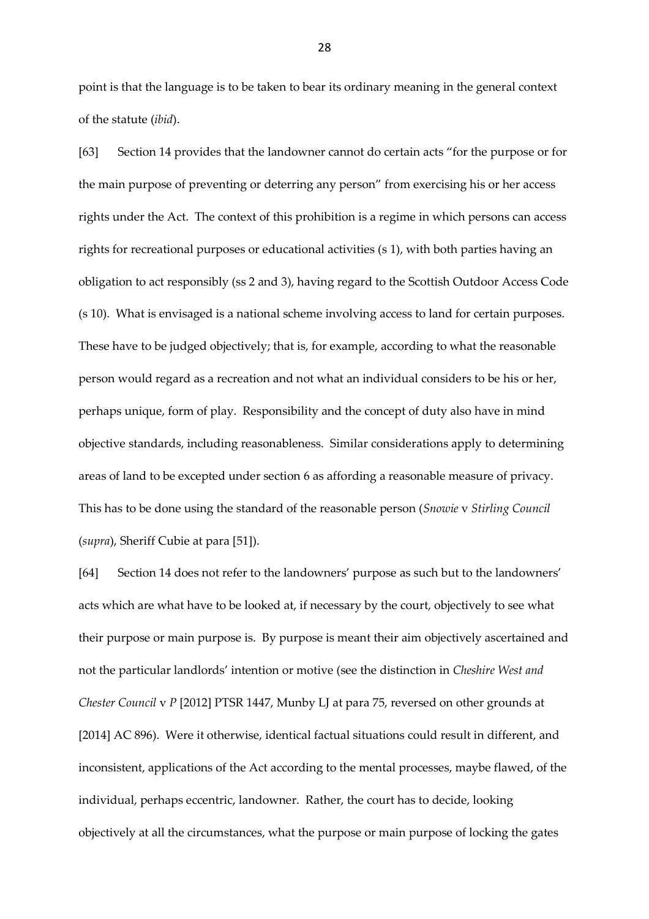point is that the language is to be taken to bear its ordinary meaning in the general context of the statute (*ibid*).

[63] Section 14 provides that the landowner cannot do certain acts "for the purpose or for the main purpose of preventing or deterring any person" from exercising his or her access rights under the Act. The context of this prohibition is a regime in which persons can access rights for recreational purposes or educational activities (s 1), with both parties having an obligation to act responsibly (ss 2 and 3), having regard to the Scottish Outdoor Access Code (s 10). What is envisaged is a national scheme involving access to land for certain purposes. These have to be judged objectively; that is, for example, according to what the reasonable person would regard as a recreation and not what an individual considers to be his or her, perhaps unique, form of play. Responsibility and the concept of duty also have in mind objective standards, including reasonableness. Similar considerations apply to determining areas of land to be excepted under section 6 as affording a reasonable measure of privacy. This has to be done using the standard of the reasonable person (*Snowie* v *Stirling Council* (*supra*), Sheriff Cubie at para [51]).

[64] Section 14 does not refer to the landowners' purpose as such but to the landowners' acts which are what have to be looked at, if necessary by the court, objectively to see what their purpose or main purpose is. By purpose is meant their aim objectively ascertained and not the particular landlords' intention or motive (see the distinction in *Cheshire West and Chester Council* v *P* [2012] PTSR 1447, Munby LJ at para 75, reversed on other grounds at [2014] AC 896). Were it otherwise, identical factual situations could result in different, and inconsistent, applications of the Act according to the mental processes, maybe flawed, of the individual, perhaps eccentric, landowner. Rather, the court has to decide, looking objectively at all the circumstances, what the purpose or main purpose of locking the gates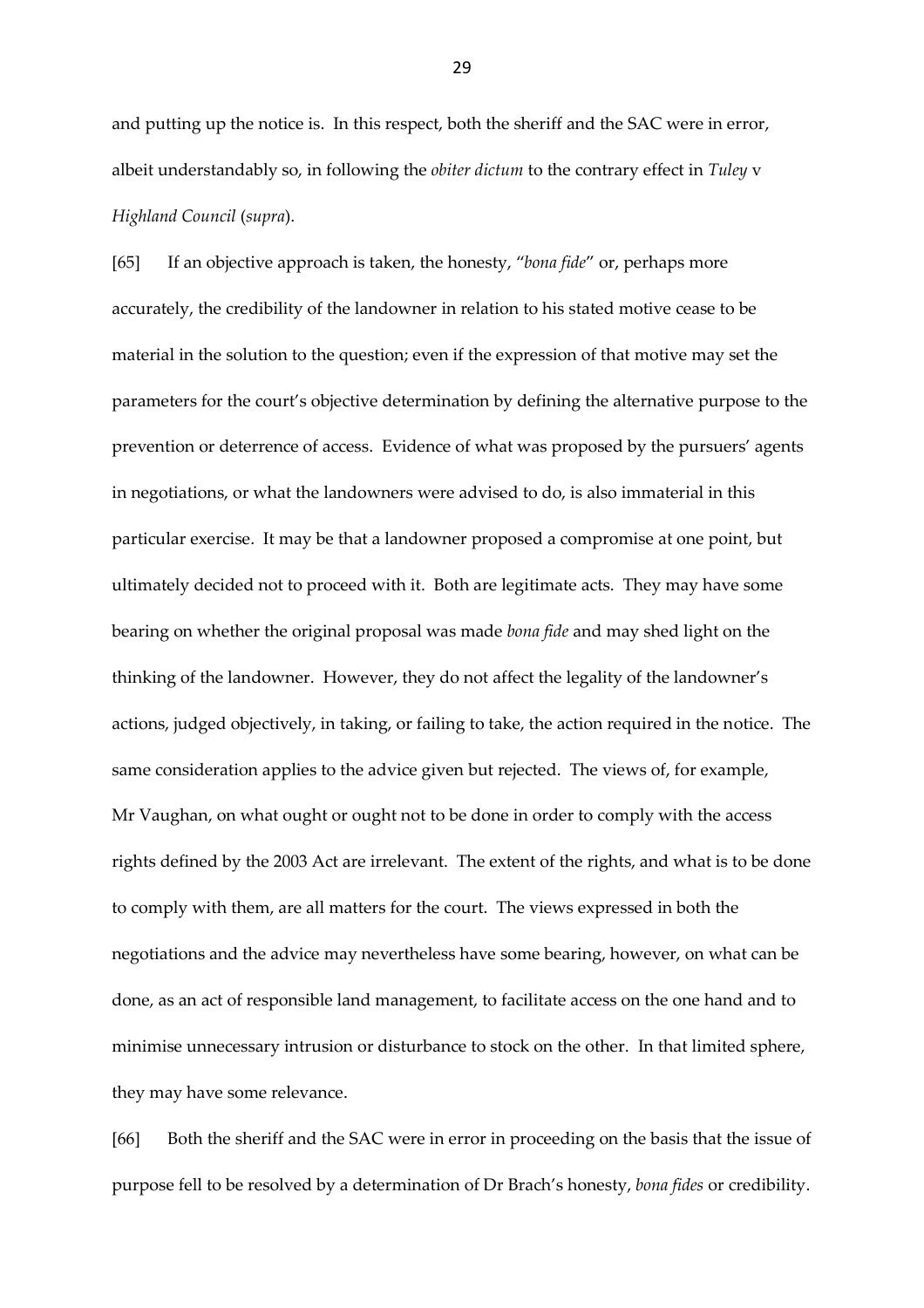and putting up the notice is. In this respect, both the sheriff and the SAC were in error, albeit understandably so, in following the *obiter dictum* to the contrary effect in *Tuley* v *Highland Council* (*supra*).

[65] If an objective approach is taken, the honesty, "*bona fide*" or, perhaps more accurately, the credibility of the landowner in relation to his stated motive cease to be material in the solution to the question; even if the expression of that motive may set the parameters for the court's objective determination by defining the alternative purpose to the prevention or deterrence of access. Evidence of what was proposed by the pursuers' agents in negotiations, or what the landowners were advised to do, is also immaterial in this particular exercise. It may be that a landowner proposed a compromise at one point, but ultimately decided not to proceed with it. Both are legitimate acts. They may have some bearing on whether the original proposal was made *bona fide* and may shed light on the thinking of the landowner. However, they do not affect the legality of the landowner's actions, judged objectively, in taking, or failing to take, the action required in the notice. The same consideration applies to the advice given but rejected. The views of, for example, Mr Vaughan, on what ought or ought not to be done in order to comply with the access rights defined by the 2003 Act are irrelevant. The extent of the rights, and what is to be done to comply with them, are all matters for the court. The views expressed in both the negotiations and the advice may nevertheless have some bearing, however, on what can be done, as an act of responsible land management, to facilitate access on the one hand and to minimise unnecessary intrusion or disturbance to stock on the other. In that limited sphere, they may have some relevance.

[66] Both the sheriff and the SAC were in error in proceeding on the basis that the issue of purpose fell to be resolved by a determination of Dr Brach's honesty, *bona fides* or credibility.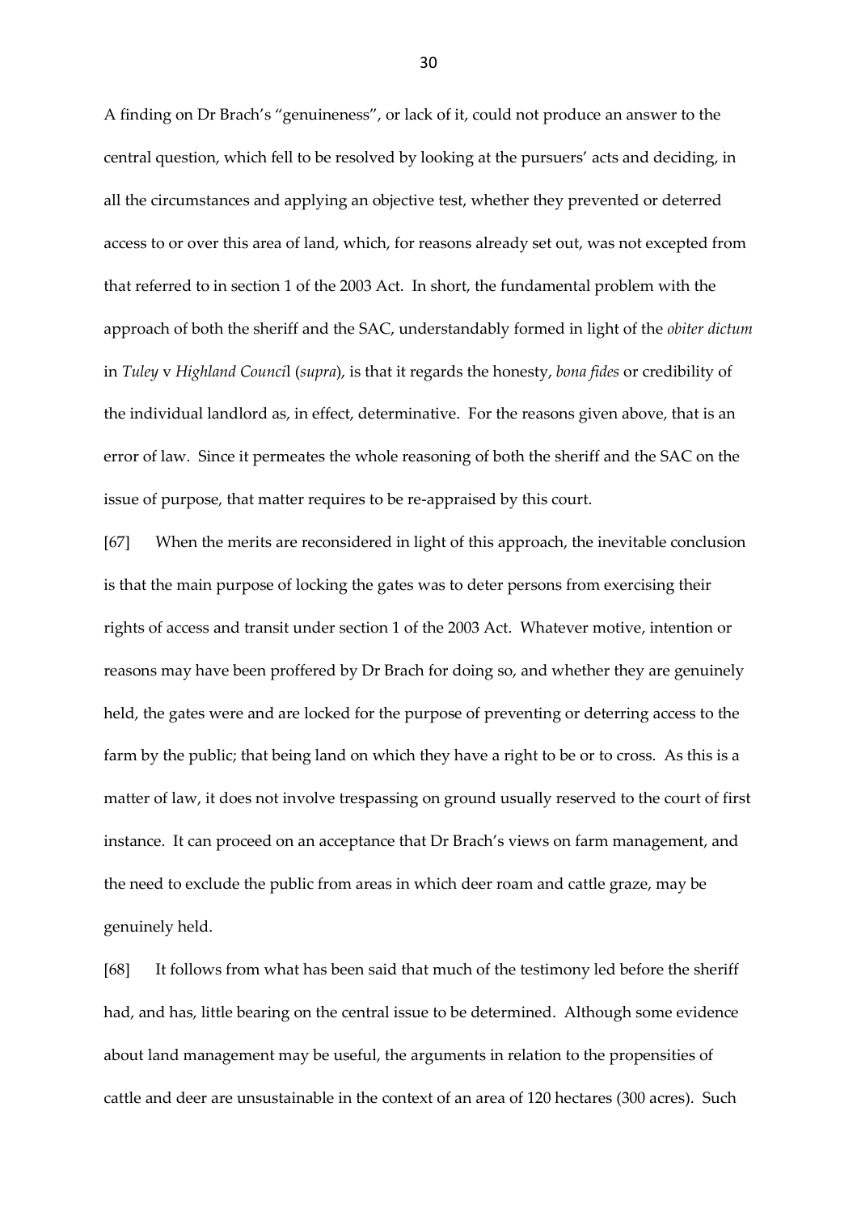A finding on Dr Brach's "genuineness", or lack of it, could not produce an answer to the central question, which fell to be resolved by looking at the pursuers' acts and deciding, in all the circumstances and applying an objective test, whether they prevented or deterred access to or over this area of land, which, for reasons already set out, was not excepted from that referred to in section 1 of the 2003 Act. In short, the fundamental problem with the approach of both the sheriff and the SAC, understandably formed in light of the *obiter dictum* in *Tuley* v *Highland Council* (*supra*), is that it regards the honesty, *bona fides* or credibility of the individual landlord as, in effect, determinative. For the reasons given above, that is an error of law. Since it permeates the whole reasoning of both the sheriff and the SAC on the issue of purpose, that matter requires to be re-appraised by this court.

[67] When the merits are reconsidered in light of this approach, the inevitable conclusion is that the main purpose of locking the gates was to deter persons from exercising their rights of access and transit under section 1 of the 2003 Act. Whatever motive, intention or reasons may have been proffered by Dr Brach for doing so, and whether they are genuinely held, the gates were and are locked for the purpose of preventing or deterring access to the farm by the public; that being land on which they have a right to be or to cross. As this is a matter of law, it does not involve trespassing on ground usually reserved to the court of first instance. It can proceed on an acceptance that Dr Brach's views on farm management, and the need to exclude the public from areas in which deer roam and cattle graze, may be genuinely held.

[68] It follows from what has been said that much of the testimony led before the sheriff had, and has, little bearing on the central issue to be determined. Although some evidence about land management may be useful, the arguments in relation to the propensities of cattle and deer are unsustainable in the context of an area of 120 hectares (300 acres). Such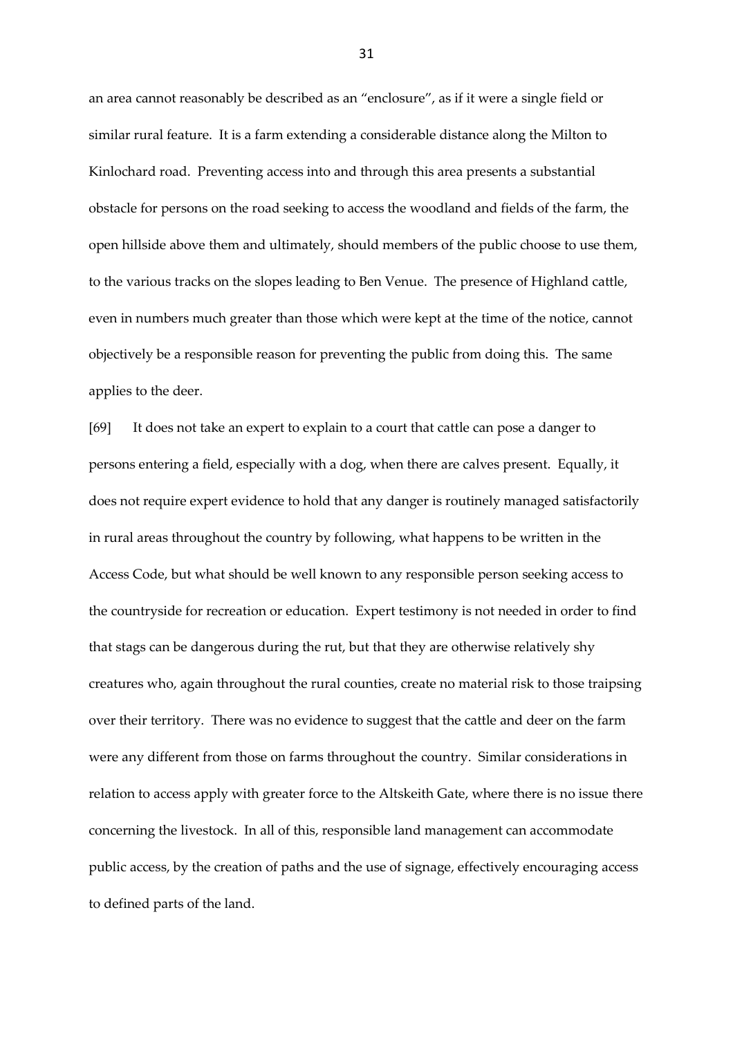an area cannot reasonably be described as an "enclosure", as if it were a single field or similar rural feature. It is a farm extending a considerable distance along the Milton to Kinlochard road. Preventing access into and through this area presents a substantial obstacle for persons on the road seeking to access the woodland and fields of the farm, the open hillside above them and ultimately, should members of the public choose to use them, to the various tracks on the slopes leading to Ben Venue. The presence of Highland cattle, even in numbers much greater than those which were kept at the time of the notice, cannot objectively be a responsible reason for preventing the public from doing this. The same applies to the deer.

[69] It does not take an expert to explain to a court that cattle can pose a danger to persons entering a field, especially with a dog, when there are calves present. Equally, it does not require expert evidence to hold that any danger is routinely managed satisfactorily in rural areas throughout the country by following, what happens to be written in the Access Code, but what should be well known to any responsible person seeking access to the countryside for recreation or education. Expert testimony is not needed in order to find that stags can be dangerous during the rut, but that they are otherwise relatively shy creatures who, again throughout the rural counties, create no material risk to those traipsing over their territory. There was no evidence to suggest that the cattle and deer on the farm were any different from those on farms throughout the country. Similar considerations in relation to access apply with greater force to the Altskeith Gate, where there is no issue there concerning the livestock. In all of this, responsible land management can accommodate public access, by the creation of paths and the use of signage, effectively encouraging access to defined parts of the land.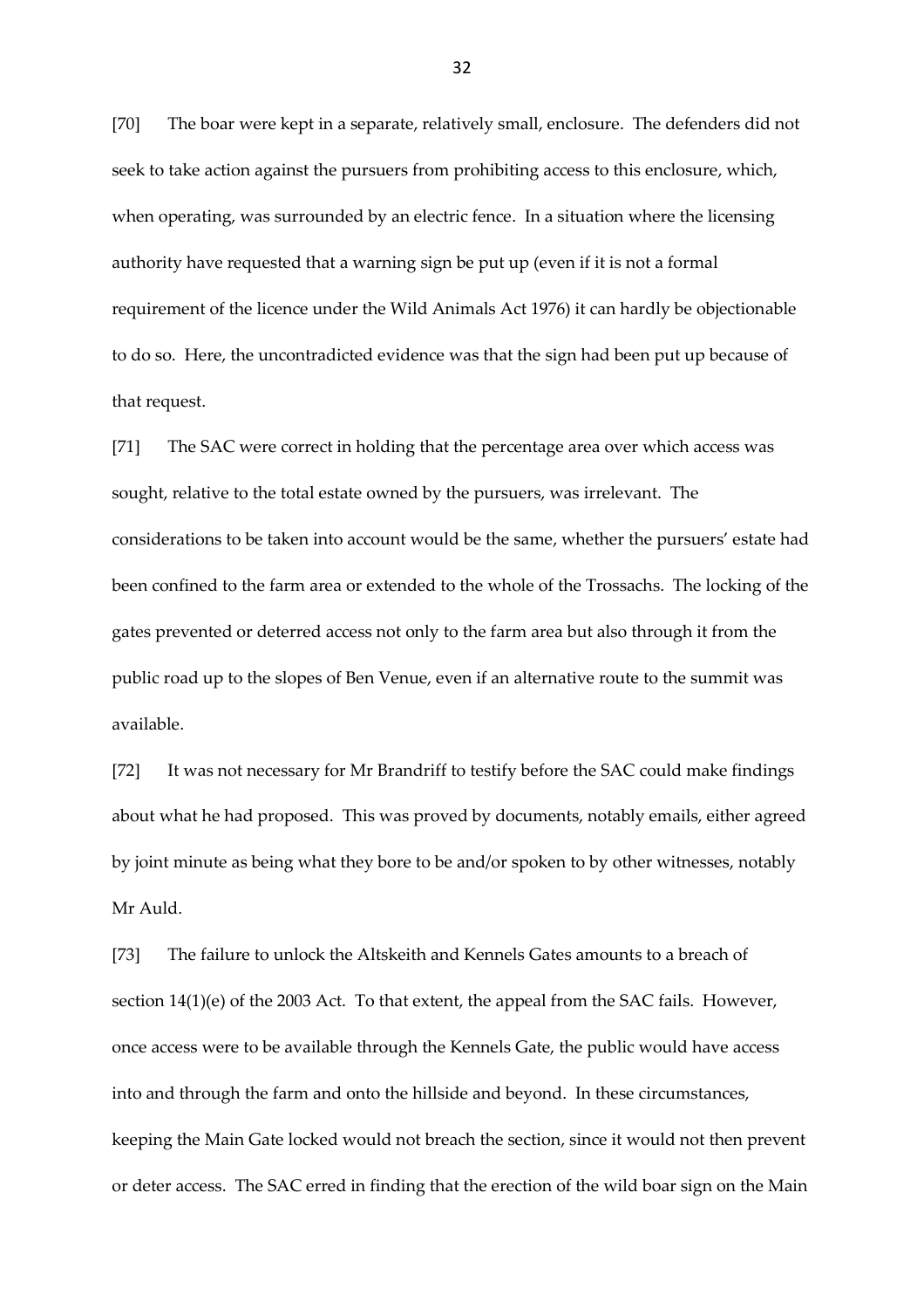[70] The boar were kept in a separate, relatively small, enclosure. The defenders did not seek to take action against the pursuers from prohibiting access to this enclosure, which, when operating, was surrounded by an electric fence. In a situation where the licensing authority have requested that a warning sign be put up (even if it is not a formal requirement of the licence under the Wild Animals Act 1976) it can hardly be objectionable to do so. Here, the uncontradicted evidence was that the sign had been put up because of that request.

[71] The SAC were correct in holding that the percentage area over which access was sought, relative to the total estate owned by the pursuers, was irrelevant. The considerations to be taken into account would be the same, whether the pursuers' estate had been confined to the farm area or extended to the whole of the Trossachs. The locking of the gates prevented or deterred access not only to the farm area but also through it from the public road up to the slopes of Ben Venue, even if an alternative route to the summit was available.

[72] It was not necessary for Mr Brandriff to testify before the SAC could make findings about what he had proposed. This was proved by documents, notably emails, either agreed by joint minute as being what they bore to be and/or spoken to by other witnesses, notably Mr Auld.

[73] The failure to unlock the Altskeith and Kennels Gates amounts to a breach of section 14(1)(e) of the 2003 Act. To that extent, the appeal from the SAC fails. However, once access were to be available through the Kennels Gate, the public would have access into and through the farm and onto the hillside and beyond. In these circumstances, keeping the Main Gate locked would not breach the section, since it would not then prevent or deter access. The SAC erred in finding that the erection of the wild boar sign on the Main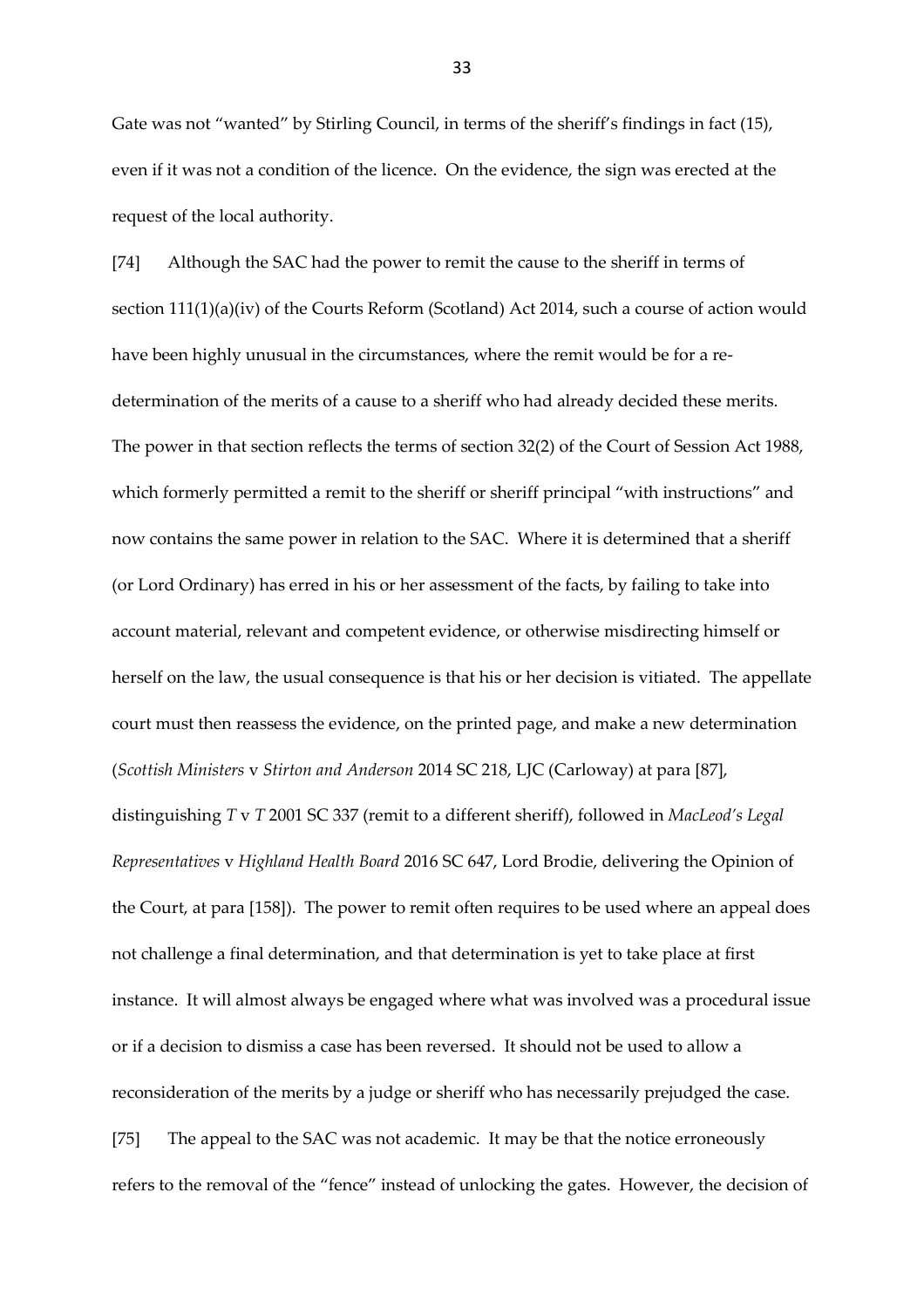Gate was not "wanted" by Stirling Council, in terms of the sheriff's findings in fact (15), even if it was not a condition of the licence. On the evidence, the sign was erected at the request of the local authority.

[74] Although the SAC had the power to remit the cause to the sheriff in terms of section 111(1)(a)(iv) of the Courts Reform (Scotland) Act 2014, such a course of action would have been highly unusual in the circumstances, where the remit would be for a re-determination of the merits of a cause to a sheriff who had already decided these merits. The power in that section reflects the terms of section 32(2) of the Court of Session Act 1988, which formerly permitted a remit to the sheriff or sheriff principal "with instructions" and now contains the same power in relation to the SAC. Where it is determined that a sheriff (or Lord Ordinary) has erred in his or her assessment of the facts, by failing to take into account material, relevant and competent evidence, or otherwise misdirecting himself or herself on the law, the usual consequence is that his or her decision is vitiated. The appellate court must then reassess the evidence, on the printed page, and make a new determination (*Scottish Ministers* v *Stirton and Anderson* 2014 SC 218, LJC (Carloway) at para [87], distinguishing *T* v *T* 2001 SC 337 (remit to a different sheriff), followed in *MacLeod's Legal Representatives* v *Highland Health Board* 2016 SC 647, Lord Brodie, delivering the Opinion of the Court, at para [158]). The power to remit often requires to be used where an appeal does not challenge a final determination, and that determination is yet to take place at first instance. It will almost always be engaged where what was involved was a procedural issue or if a decision to dismiss a case has been reversed. It should not be used to allow a reconsideration of the merits by a judge or sheriff who has necessarily prejudged the case.

[75] The appeal to the SAC was not academic. It may be that the notice erroneously refers to the removal of the "fence" instead of unlocking the gates. However, the decision of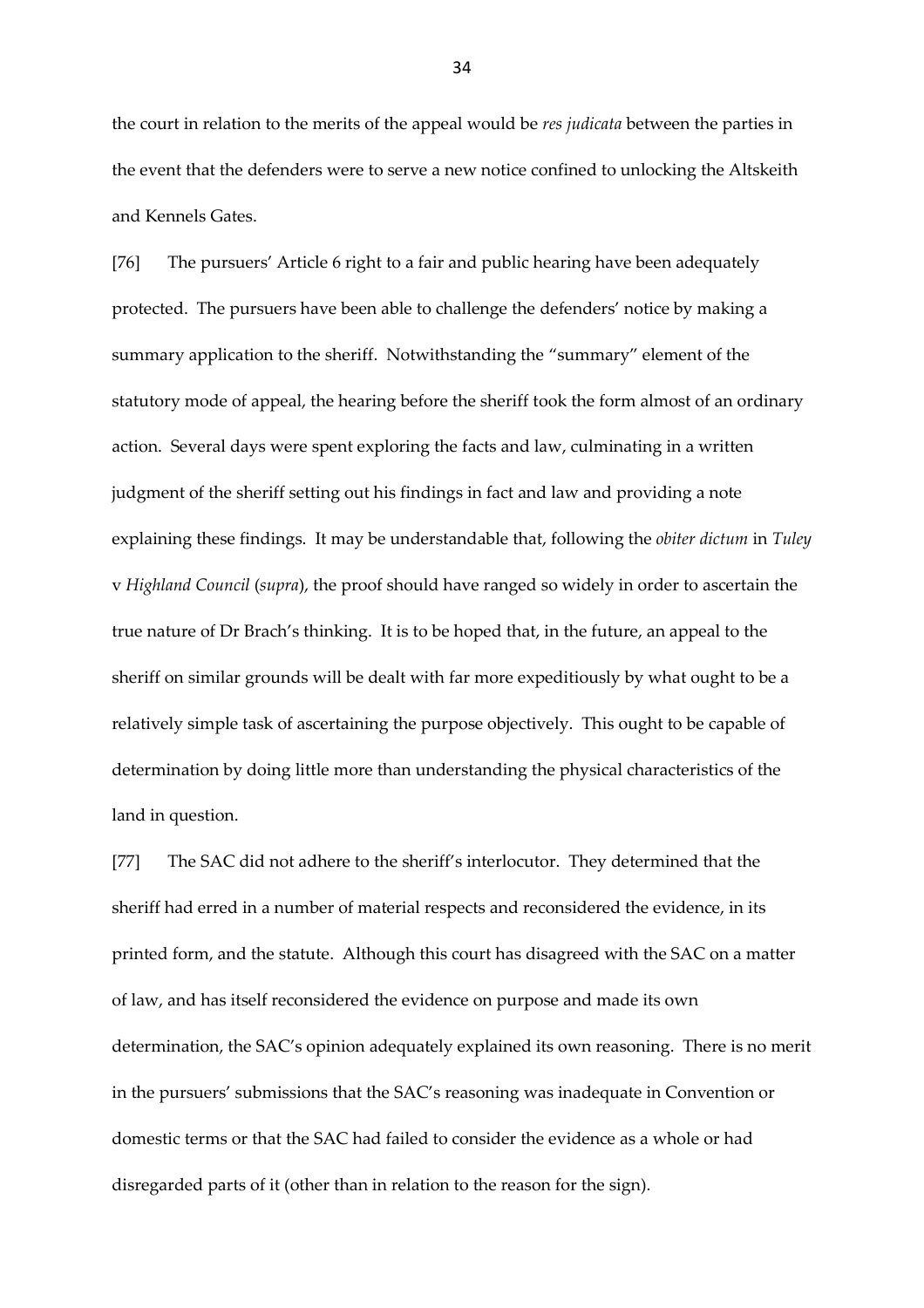the court in relation to the merits of the appeal would be *res judicata* between the parties in the event that the defenders were to serve a new notice confined to unlocking the Altskeith and Kennels Gates.

[76] The pursuers' Article 6 right to a fair and public hearing have been adequately protected. The pursuers have been able to challenge the defenders' notice by making a summary application to the sheriff. Notwithstanding the "summary" element of the statutory mode of appeal, the hearing before the sheriff took the form almost of an ordinary action. Several days were spent exploring the facts and law, culminating in a written judgment of the sheriff setting out his findings in fact and law and providing a note explaining these findings. It may be understandable that, following the *obiter dictum* in *Tuley* v *Highland Council* (*supra*), the proof should have ranged so widely in order to ascertain the true nature of Dr Brach's thinking. It is to be hoped that, in the future, an appeal to the sheriff on similar grounds will be dealt with far more expeditiously by what ought to be a relatively simple task of ascertaining the purpose objectively. This ought to be capable of determination by doing little more than understanding the physical characteristics of the land in question.

[77] The SAC did not adhere to the sheriff's interlocutor. They determined that the sheriff had erred in a number of material respects and reconsidered the evidence, in its printed form, and the statute. Although this court has disagreed with the SAC on a matter of law, and has itself reconsidered the evidence on purpose and made its own determination, the SAC's opinion adequately explained its own reasoning. There is no merit in the pursuers' submissions that the SAC's reasoning was inadequate in Convention or domestic terms or that the SAC had failed to consider the evidence as a whole or had disregarded parts of it (other than in relation to the reason for the sign).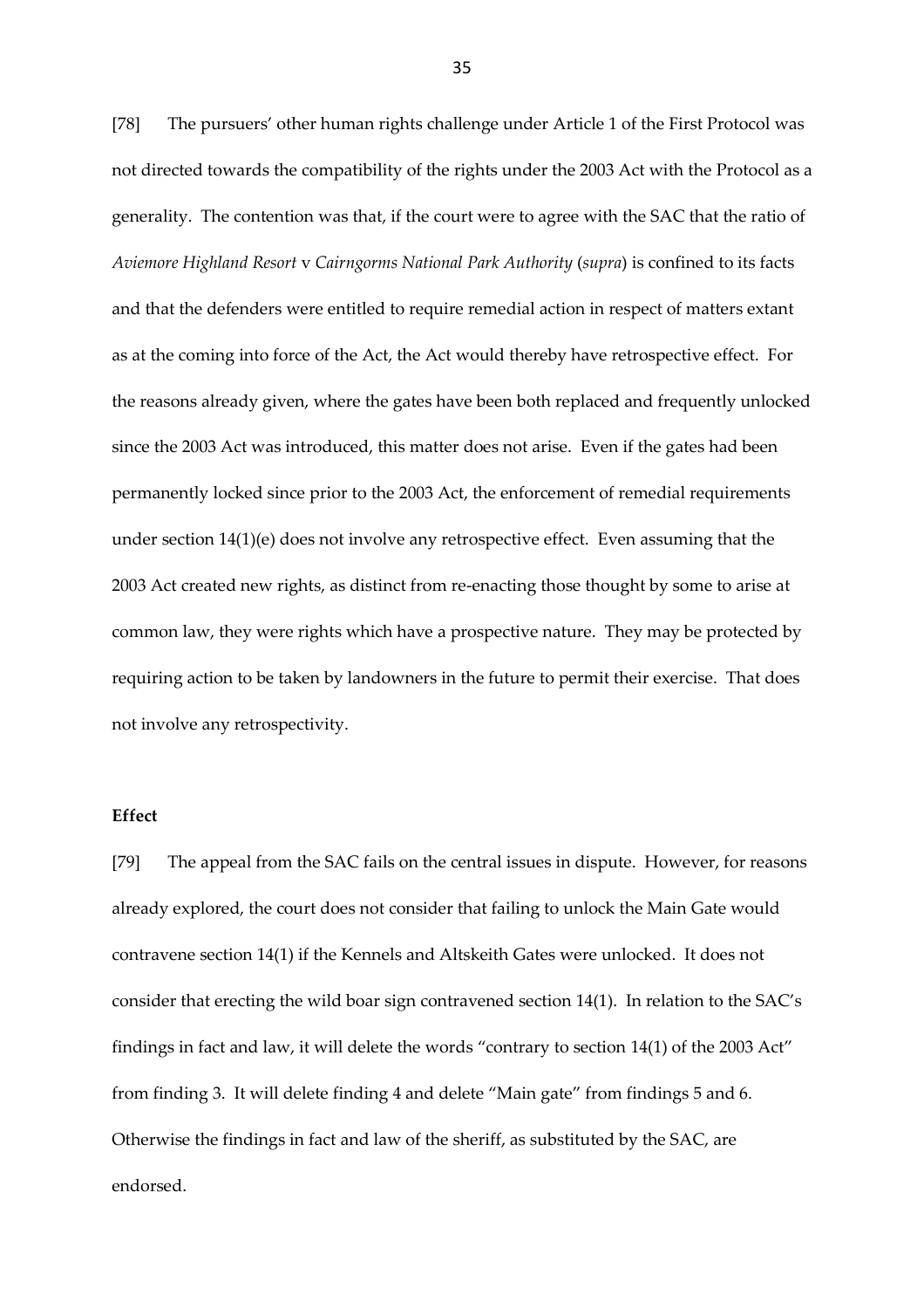[78] The pursuers' other human rights challenge under Article 1 of the First Protocol was not directed towards the compatibility of the rights under the 2003 Act with the Protocol as a generality. The contention was that, if the court were to agree with the SAC that the ratio of *Aviemore Highland Resort* v *Cairngorms National Park Authority* (*supra*) is confined to its facts and that the defenders were entitled to require remedial action in respect of matters extant as at the coming into force of the Act, the Act would thereby have retrospective effect. For the reasons already given, where the gates have been both replaced and frequently unlocked since the 2003 Act was introduced, this matter does not arise. Even if the gates had been permanently locked since prior to the 2003 Act, the enforcement of remedial requirements under section 14(1)(e) does not involve any retrospective effect. Even assuming that the 2003 Act created new rights, as distinct from re-enacting those thought by some to arise at common law, they were rights which have a prospective nature. They may be protected by requiring action to be taken by landowners in the future to permit their exercise. That does not involve any retrospectivity.

**Effect**

[79] The appeal from the SAC fails on the central issues in dispute. However, for reasons already explored, the court does not consider that failing to unlock the Main Gate would contravene section 14(1) if the Kennels and Altskeith Gates were unlocked. It does not consider that erecting the wild boar sign contravened section 14(1). In relation to the SAC's findings in fact and law, it will delete the words "contrary to section 14(1) of the 2003 Act" from finding 3. It will delete finding 4 and delete "Main gate" from findings 5 and 6. Otherwise the findings in fact and law of the sheriff, as substituted by the SAC, are endorsed.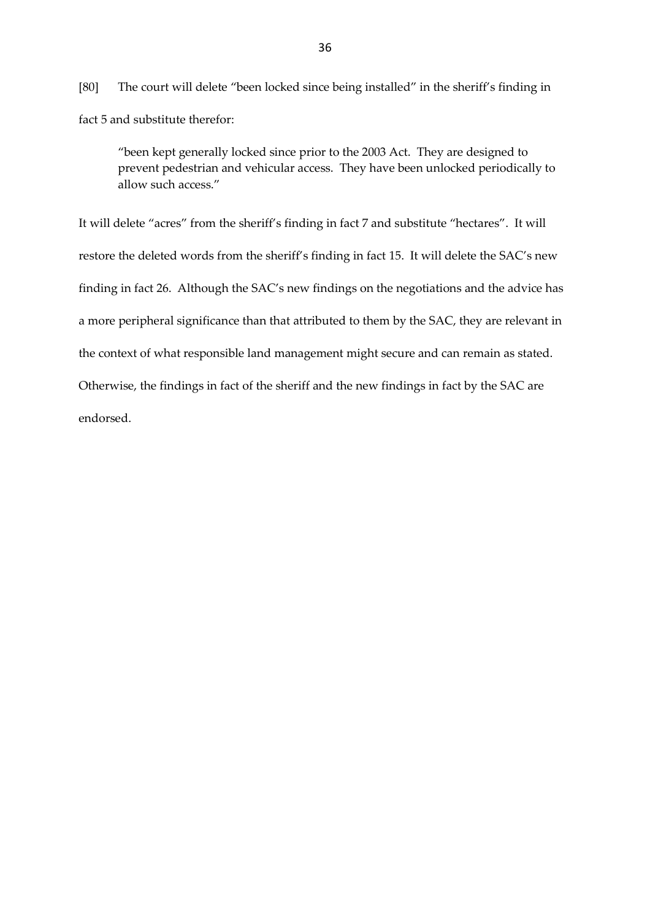[80] The court will delete "been locked since being installed" in the sheriff's finding in fact 5 and substitute therefor:

> "been kept generally locked since prior to the 2003 Act. They are designed to prevent pedestrian and vehicular access. They have been unlocked periodically to allow such access."

It will delete "acres" from the sheriff's finding in fact 7 and substitute "hectares". It will restore the deleted words from the sheriff's finding in fact 15. It will delete the SAC's new finding in fact 26. Although the SAC's new findings on the negotiations and the advice has a more peripheral significance than that attributed to them by the SAC, they are relevant in the context of what responsible land management might secure and can remain as stated. Otherwise, the findings in fact of the sheriff and the new findings in fact by the SAC are endorsed.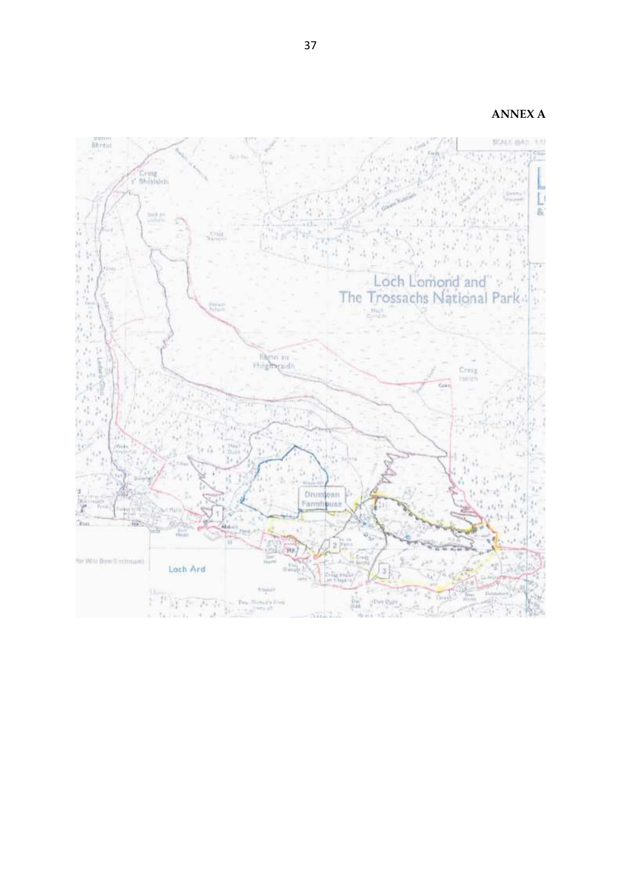**ANNEX A**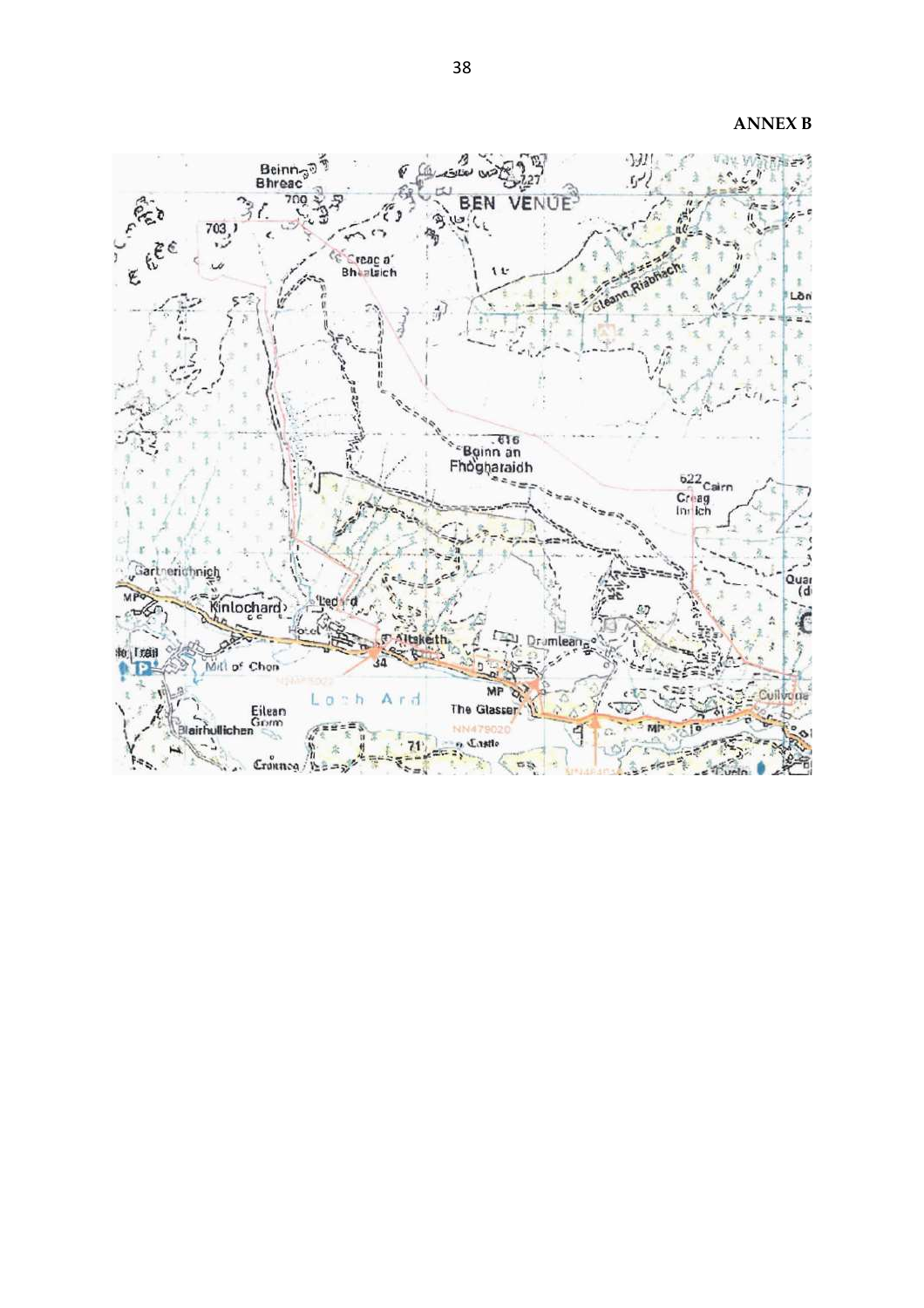**ANNEX B**

Beinn Bhreac
709
703
727
BEN VENUE
Creag a' Bhealaich
Gleann Riabhach
616
Beinn an Fhogharaidh
622 Cairn
Creag Innich
Gartnerichnich
Kinlochard
Ledard
Hotel
Altskeith
34
Dramlean
Mill of Chon
Loch Ard
MP
The Glasser
NN479020
Castle
Eilean Gorm
Blairhullichen
Cronnog
71
Culligorie